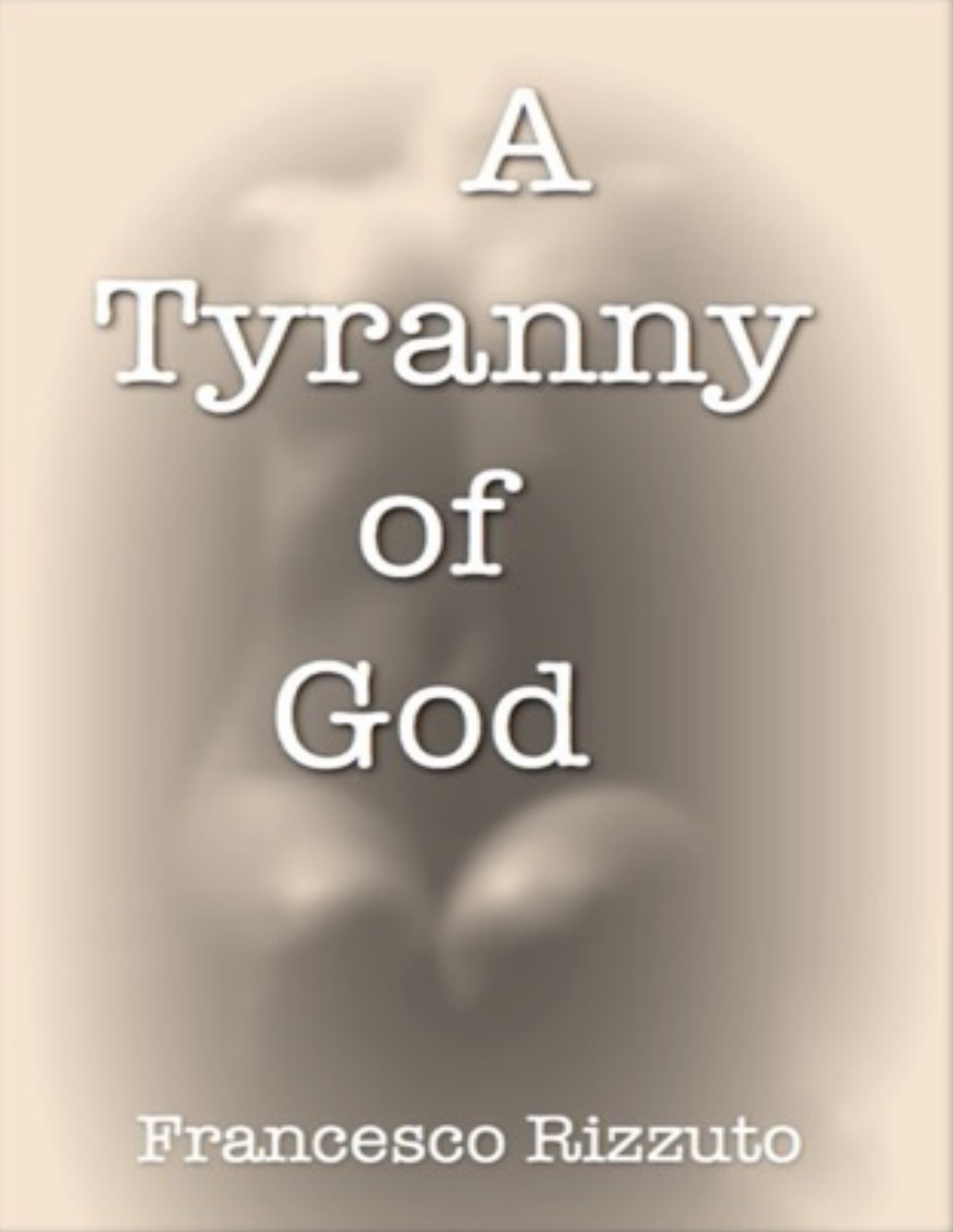# A Tyranny of God

Francesco Rizzuto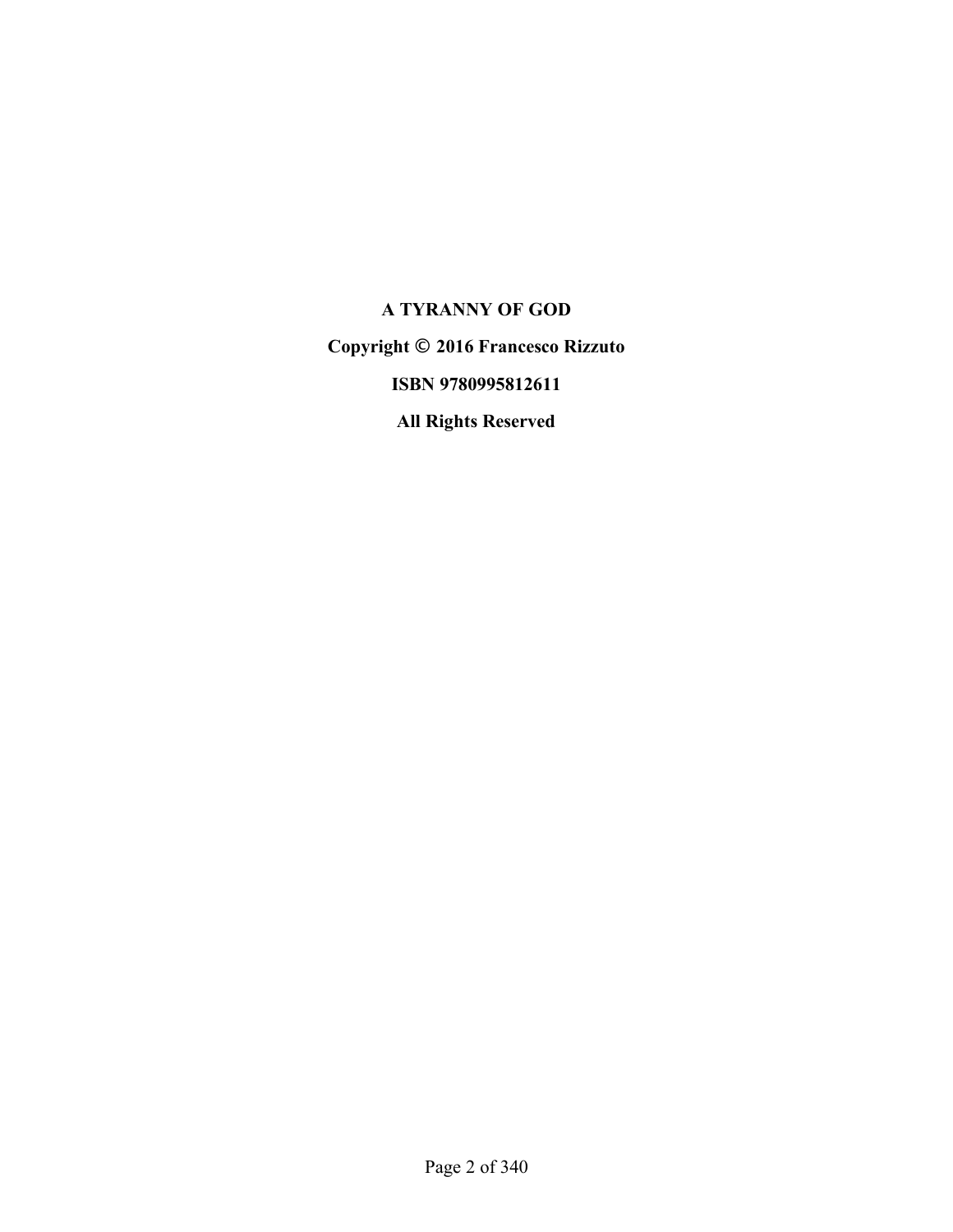**A TYRANNY OF GOD**

**Copyright © 2016 Francesco Rizzuto**

**ISBN 9780995812611**

**All Rights Reserved**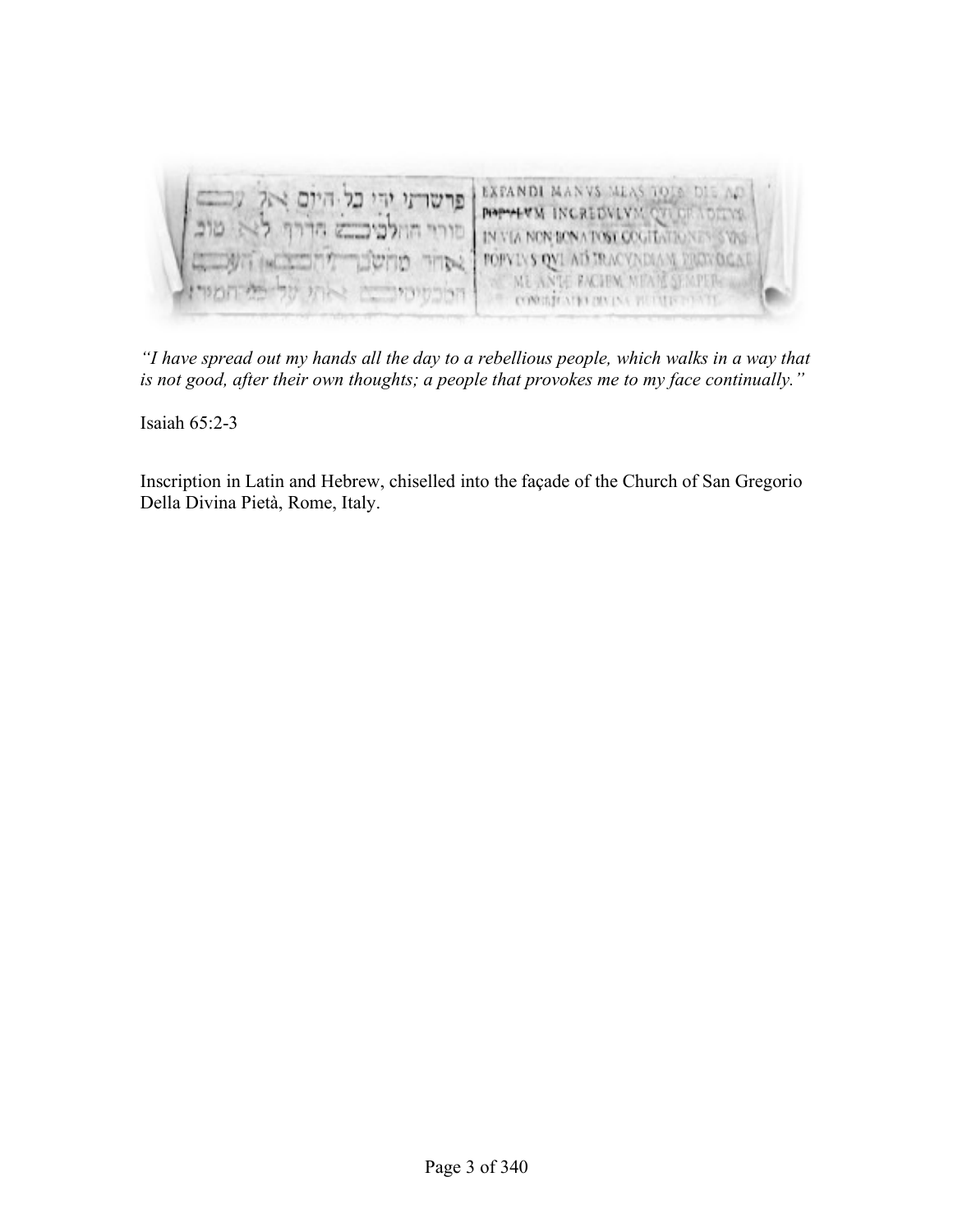*"I have spread out my hands all the day to a rebellious people, which walks in a way that is not good, after their own thoughts; a people that provokes me to my face continually."*

Isaiah 65:2-3

Inscription in Latin and Hebrew, chiselled into the façade of the Church of San Gregorio Della Divina Pietà, Rome, Italy.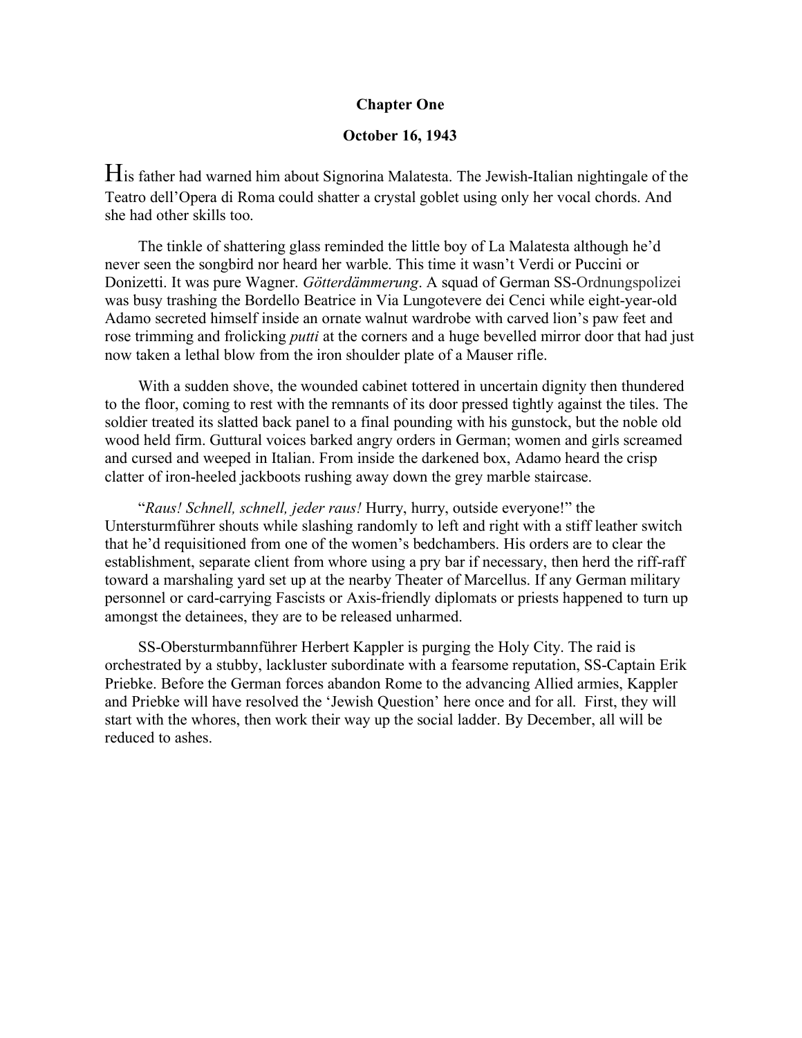**Chapter One**

**October 16, 1943**

His father had warned him about Signorina Malatesta. The Jewish-Italian nightingale of the Teatro dell'Opera di Roma could shatter a crystal goblet using only her vocal chords. And she had other skills too.

The tinkle of shattering glass reminded the little boy of La Malatesta although he'd never seen the songbird nor heard her warble. This time it wasn't Verdi or Puccini or Donizetti. It was pure Wagner. *Götterdämmerung*. A squad of German SS-Ordnungspolizei was busy trashing the Bordello Beatrice in Via Lungotevere dei Cenci while eight-year-old Adamo secreted himself inside an ornate walnut wardrobe with carved lion's paw feet and rose trimming and frolicking *putti* at the corners and a huge bevelled mirror door that had just now taken a lethal blow from the iron shoulder plate of a Mauser rifle.

With a sudden shove, the wounded cabinet tottered in uncertain dignity then thundered to the floor, coming to rest with the remnants of its door pressed tightly against the tiles. The soldier treated its slatted back panel to a final pounding with his gunstock, but the noble old wood held firm. Guttural voices barked angry orders in German; women and girls screamed and cursed and weeped in Italian. From inside the darkened box, Adamo heard the crisp clatter of iron-heeled jackboots rushing away down the grey marble staircase.

"*Raus! Schnell, schnell, jeder raus!* Hurry, hurry, outside everyone!" the Untersturmführer shouts while slashing randomly to left and right with a stiff leather switch that he'd requisitioned from one of the women's bedchambers. His orders are to clear the establishment, separate client from whore using a pry bar if necessary, then herd the riff-raff toward a marshaling yard set up at the nearby Theater of Marcellus. If any German military personnel or card-carrying Fascists or Axis-friendly diplomats or priests happened to turn up amongst the detainees, they are to be released unharmed.

SS-Obersturmbannführer Herbert Kappler is purging the Holy City. The raid is orchestrated by a stubby, lackluster subordinate with a fearsome reputation, SS-Captain Erik Priebke. Before the German forces abandon Rome to the advancing Allied armies, Kappler and Priebke will have resolved the 'Jewish Question' here once and for all. First, they will start with the whores, then work their way up the social ladder. By December, all will be reduced to ashes.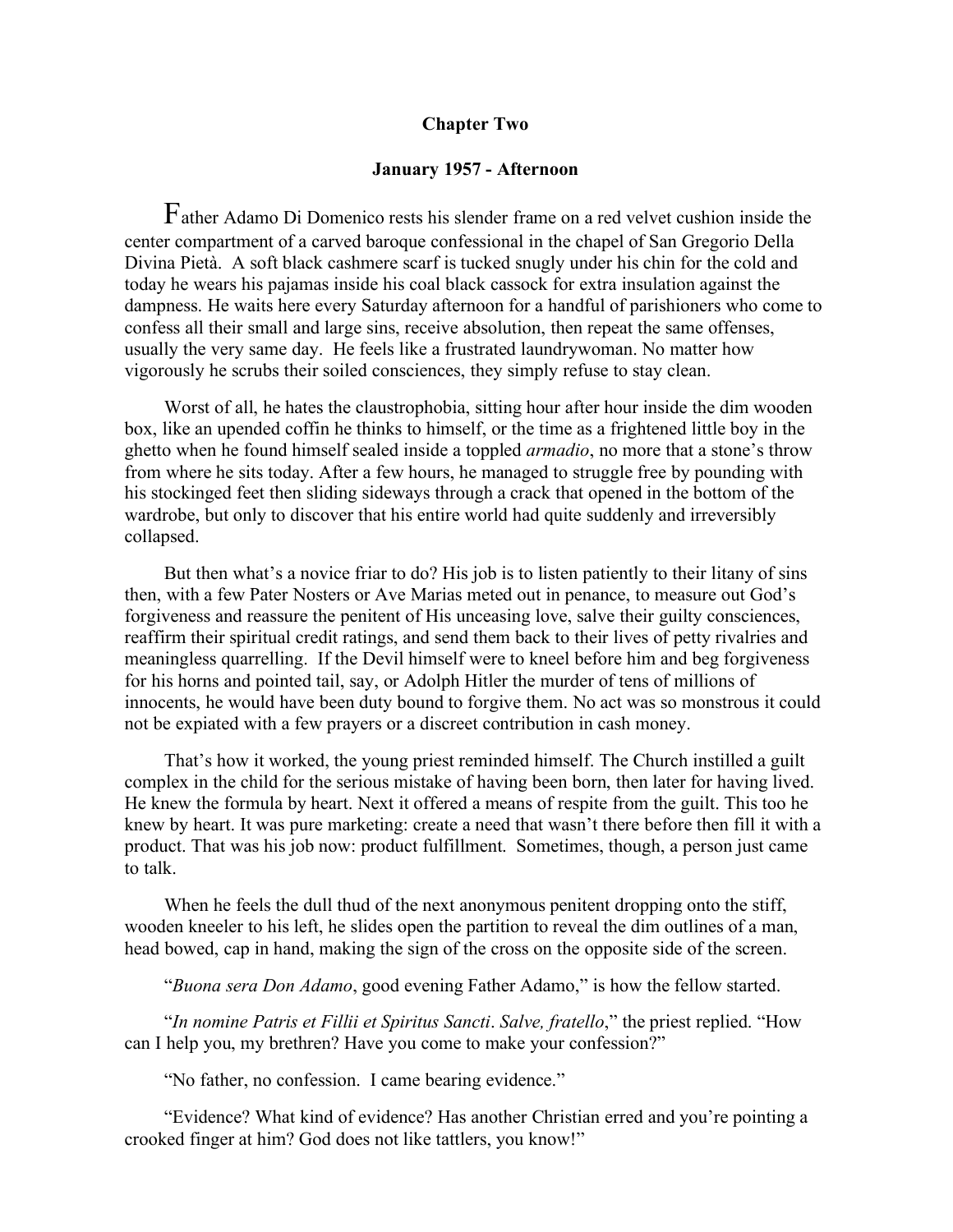## Chapter Two

### January 1957 - Afternoon

Father Adamo Di Domenico rests his slender frame on a red velvet cushion inside the center compartment of a carved baroque confessional in the chapel of San Gregorio Della Divina Pietà. A soft black cashmere scarf is tucked snugly under his chin for the cold and today he wears his pajamas inside his coal black cassock for extra insulation against the dampness. He waits here every Saturday afternoon for a handful of parishioners who come to confess all their small and large sins, receive absolution, then repeat the same offenses, usually the very same day. He feels like a frustrated laundrywoman. No matter how vigorously he scrubs their soiled consciences, they simply refuse to stay clean.

Worst of all, he hates the claustrophobia, sitting hour after hour inside the dim wooden box, like an upended coffin he thinks to himself, or the time as a frightened little boy in the ghetto when he found himself sealed inside a toppled *armadio*, no more that a stone's throw from where he sits today. After a few hours, he managed to struggle free by pounding with his stockinged feet then sliding sideways through a crack that opened in the bottom of the wardrobe, but only to discover that his entire world had quite suddenly and irreversibly collapsed.

But then what's a novice friar to do? His job is to listen patiently to their litany of sins then, with a few Pater Nosters or Ave Marias meted out in penance, to measure out God's forgiveness and reassure the penitent of His unceasing love, salve their guilty consciences, reaffirm their spiritual credit ratings, and send them back to their lives of petty rivalries and meaningless quarrelling. If the Devil himself were to kneel before him and beg forgiveness for his horns and pointed tail, say, or Adolph Hitler the murder of tens of millions of innocents, he would have been duty bound to forgive them. No act was so monstrous it could not be expiated with a few prayers or a discreet contribution in cash money.

That's how it worked, the young priest reminded himself. The Church instilled a guilt complex in the child for the serious mistake of having been born, then later for having lived. He knew the formula by heart. Next it offered a means of respite from the guilt. This too he knew by heart. It was pure marketing: create a need that wasn't there before then fill it with a product. That was his job now: product fulfillment. Sometimes, though, a person just came to talk.

When he feels the dull thud of the next anonymous penitent dropping onto the stiff, wooden kneeler to his left, he slides open the partition to reveal the dim outlines of a man, head bowed, cap in hand, making the sign of the cross on the opposite side of the screen.

"*Buona sera Don Adamo*, good evening Father Adamo," is how the fellow started.

"*In nomine Patris et Fillii et Spiritus Sancti*. *Salve, fratello*," the priest replied. "How can I help you, my brethren? Have you come to make your confession?"

"No father, no confession. I came bearing evidence."

"Evidence? What kind of evidence? Has another Christian erred and you're pointing a crooked finger at him? God does not like tattlers, you know!"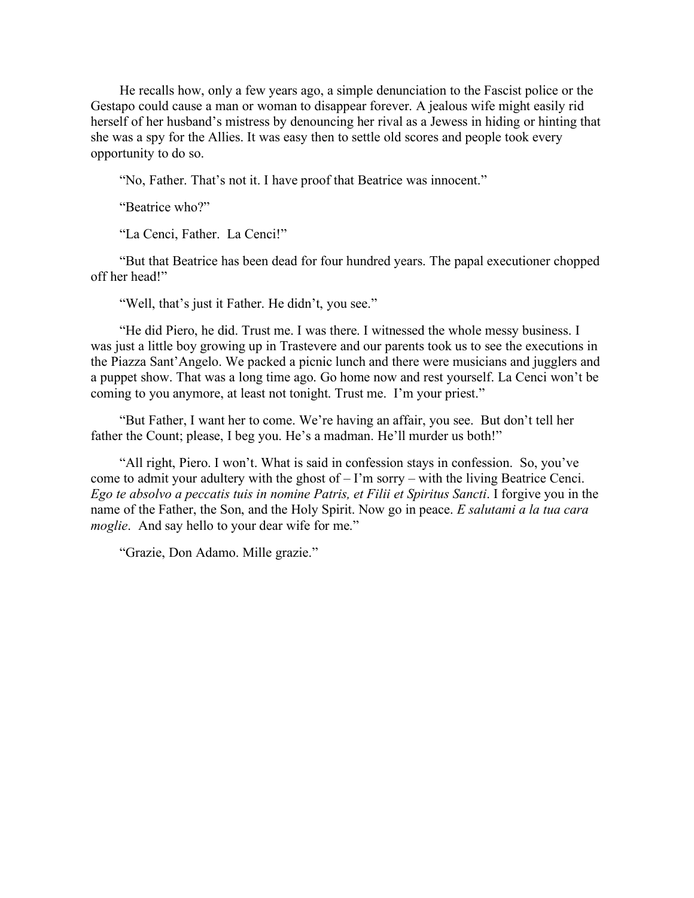He recalls how, only a few years ago, a simple denunciation to the Fascist police or the Gestapo could cause a man or woman to disappear forever. A jealous wife might easily rid herself of her husband's mistress by denouncing her rival as a Jewess in hiding or hinting that she was a spy for the Allies. It was easy then to settle old scores and people took every opportunity to do so.

"No, Father. That's not it. I have proof that Beatrice was innocent."

"Beatrice who?"

"La Cenci, Father. La Cenci!"

"But that Beatrice has been dead for four hundred years. The papal executioner chopped off her head!"

"Well, that's just it Father. He didn't, you see."

"He did Piero, he did. Trust me. I was there. I witnessed the whole messy business. I was just a little boy growing up in Trastevere and our parents took us to see the executions in the Piazza Sant'Angelo. We packed a picnic lunch and there were musicians and jugglers and a puppet show. That was a long time ago. Go home now and rest yourself. La Cenci won't be coming to you anymore, at least not tonight. Trust me. I'm your priest."

"But Father, I want her to come. We're having an affair, you see. But don't tell her father the Count; please, I beg you. He's a madman. He'll murder us both!"

"All right, Piero. I won't. What is said in confession stays in confession. So, you've come to admit your adultery with the ghost of – I'm sorry – with the living Beatrice Cenci. *Ego te absolvo a peccatis tuis in nomine Patris, et Filii et Spiritus Sancti*. I forgive you in the name of the Father, the Son, and the Holy Spirit. Now go in peace. *E salutami a la tua cara moglie*. And say hello to your dear wife for me."

"Grazie, Don Adamo. Mille grazie."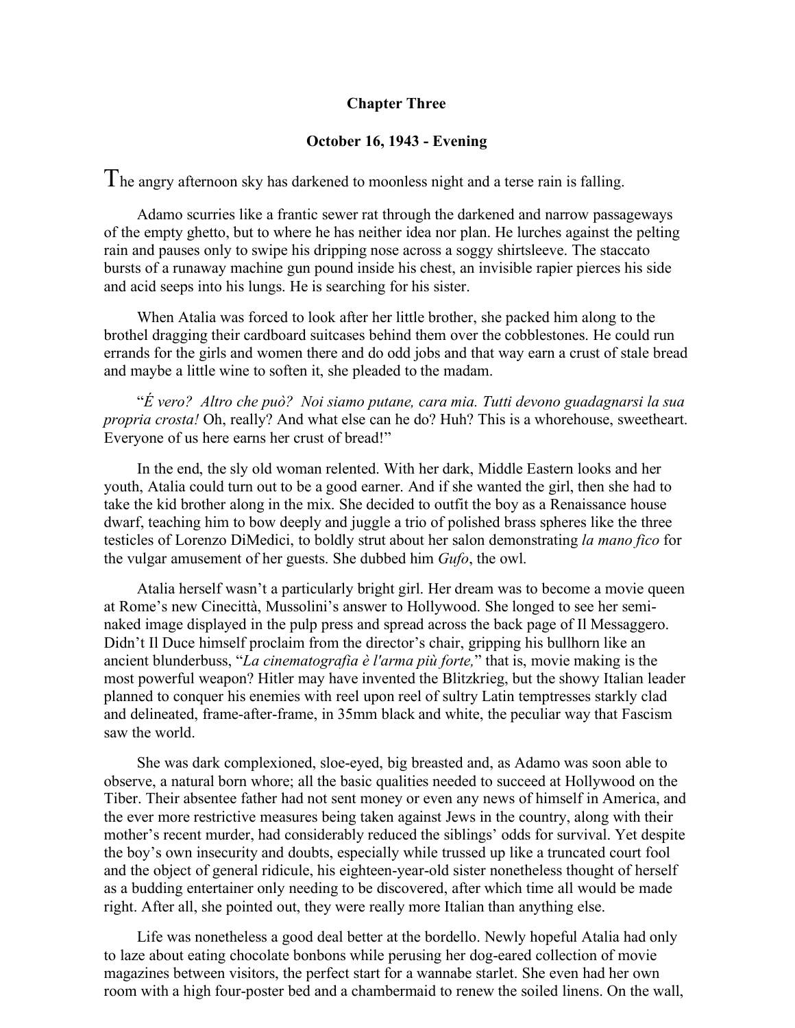**Chapter Three**

**October 16, 1943 - Evening**

The angry afternoon sky has darkened to moonless night and a terse rain is falling.

Adamo scurries like a frantic sewer rat through the darkened and narrow passageways of the empty ghetto, but to where he has neither idea nor plan. He lurches against the pelting rain and pauses only to swipe his dripping nose across a soggy shirtsleeve. The staccato bursts of a runaway machine gun pound inside his chest, an invisible rapier pierces his side and acid seeps into his lungs. He is searching for his sister.

When Atalia was forced to look after her little brother, she packed him along to the brothel dragging their cardboard suitcases behind them over the cobblestones. He could run errands for the girls and women there and do odd jobs and that way earn a crust of stale bread and maybe a little wine to soften it, she pleaded to the madam.

"*É vero? Altro che può? Noi siamo putane, cara mia. Tutti devono guadagnarsi la sua propria crosta!* Oh, really? And what else can he do? Huh? This is a whorehouse, sweetheart. Everyone of us here earns her crust of bread!"

In the end, the sly old woman relented. With her dark, Middle Eastern looks and her youth, Atalia could turn out to be a good earner. And if she wanted the girl, then she had to take the kid brother along in the mix. She decided to outfit the boy as a Renaissance house dwarf, teaching him to bow deeply and juggle a trio of polished brass spheres like the three testicles of Lorenzo DiMedici, to boldly strut about her salon demonstrating *la mano fico* for the vulgar amusement of her guests. She dubbed him *Gufo*, the owl.

Atalia herself wasn't a particularly bright girl. Her dream was to become a movie queen at Rome's new Cinecittà, Mussolini's answer to Hollywood. She longed to see her semi-naked image displayed in the pulp press and spread across the back page of Il Messaggero. Didn't Il Duce himself proclaim from the director's chair, gripping his bullhorn like an ancient blunderbuss, "*La cinematografia è l'arma più forte,*" that is, movie making is the most powerful weapon? Hitler may have invented the Blitzkrieg, but the showy Italian leader planned to conquer his enemies with reel upon reel of sultry Latin temptresses starkly clad and delineated, frame-after-frame, in 35mm black and white, the peculiar way that Fascism saw the world.

She was dark complexioned, sloe-eyed, big breasted and, as Adamo was soon able to observe, a natural born whore; all the basic qualities needed to succeed at Hollywood on the Tiber. Their absentee father had not sent money or even any news of himself in America, and the ever more restrictive measures being taken against Jews in the country, along with their mother's recent murder, had considerably reduced the siblings' odds for survival. Yet despite the boy's own insecurity and doubts, especially while trussed up like a truncated court fool and the object of general ridicule, his eighteen-year-old sister nonetheless thought of herself as a budding entertainer only needing to be discovered, after which time all would be made right. After all, she pointed out, they were really more Italian than anything else.

Life was nonetheless a good deal better at the bordello. Newly hopeful Atalia had only to laze about eating chocolate bonbons while perusing her dog-eared collection of movie magazines between visitors, the perfect start for a wannabe starlet. She even had her own room with a high four-poster bed and a chambermaid to renew the soiled linens. On the wall,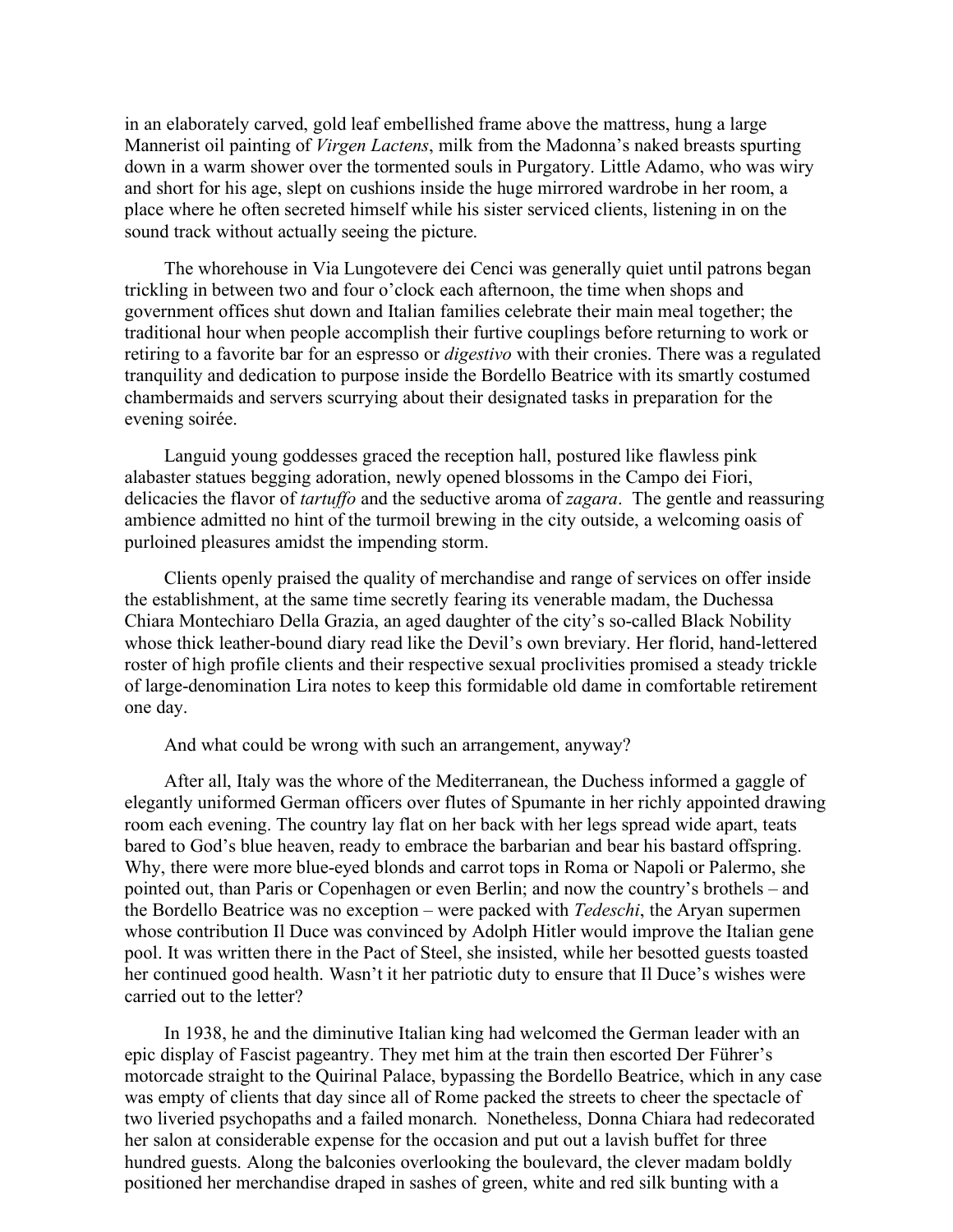in an elaborately carved, gold leaf embellished frame above the mattress, hung a large Mannerist oil painting of *Virgen Lactens*, milk from the Madonna's naked breasts spurting down in a warm shower over the tormented souls in Purgatory. Little Adamo, who was wiry and short for his age, slept on cushions inside the huge mirrored wardrobe in her room, a place where he often secreted himself while his sister serviced clients, listening in on the sound track without actually seeing the picture.

The whorehouse in Via Lungotevere dei Cenci was generally quiet until patrons began trickling in between two and four o'clock each afternoon, the time when shops and government offices shut down and Italian families celebrate their main meal together; the traditional hour when people accomplish their furtive couplings before returning to work or retiring to a favorite bar for an espresso or *digestivo* with their cronies. There was a regulated tranquility and dedication to purpose inside the Bordello Beatrice with its smartly costumed chambermaids and servers scurrying about their designated tasks in preparation for the evening soirée.

Languid young goddesses graced the reception hall, postured like flawless pink alabaster statues begging adoration, newly opened blossoms in the Campo dei Fiori, delicacies the flavor of *tartuffo* and the seductive aroma of *zagara*. The gentle and reassuring ambience admitted no hint of the turmoil brewing in the city outside, a welcoming oasis of purloined pleasures amidst the impending storm.

Clients openly praised the quality of merchandise and range of services on offer inside the establishment, at the same time secretly fearing its venerable madam, the Duchessa Chiara Montechiaro Della Grazia, an aged daughter of the city's so-called Black Nobility whose thick leather-bound diary read like the Devil's own breviary. Her florid, hand-lettered roster of high profile clients and their respective sexual proclivities promised a steady trickle of large-denomination Lira notes to keep this formidable old dame in comfortable retirement one day.

And what could be wrong with such an arrangement, anyway?

After all, Italy was the whore of the Mediterranean, the Duchess informed a gaggle of elegantly uniformed German officers over flutes of Spumante in her richly appointed drawing room each evening. The country lay flat on her back with her legs spread wide apart, teats bared to God's blue heaven, ready to embrace the barbarian and bear his bastard offspring. Why, there were more blue-eyed blonds and carrot tops in Roma or Napoli or Palermo, she pointed out, than Paris or Copenhagen or even Berlin; and now the country's brothels – and the Bordello Beatrice was no exception – were packed with *Tedeschi*, the Aryan supermen whose contribution Il Duce was convinced by Adolph Hitler would improve the Italian gene pool. It was written there in the Pact of Steel, she insisted, while her besotted guests toasted her continued good health. Wasn't it her patriotic duty to ensure that Il Duce's wishes were carried out to the letter?

In 1938, he and the diminutive Italian king had welcomed the German leader with an epic display of Fascist pageantry. They met him at the train then escorted Der Führer's motorcade straight to the Quirinal Palace, bypassing the Bordello Beatrice, which in any case was empty of clients that day since all of Rome packed the streets to cheer the spectacle of two liveried psychopaths and a failed monarch. Nonetheless, Donna Chiara had redecorated her salon at considerable expense for the occasion and put out a lavish buffet for three hundred guests. Along the balconies overlooking the boulevard, the clever madam boldly positioned her merchandise draped in sashes of green, white and red silk bunting with a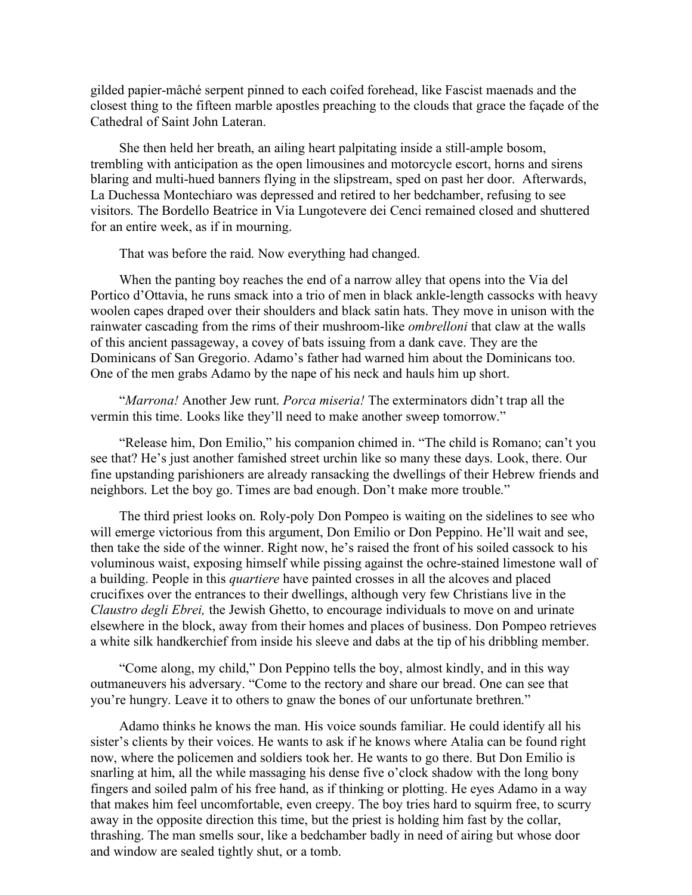gilded papier-mâché serpent pinned to each coifed forehead, like Fascist maenads and the closest thing to the fifteen marble apostles preaching to the clouds that grace the façade of the Cathedral of Saint John Lateran.

She then held her breath, an ailing heart palpitating inside a still-ample bosom, trembling with anticipation as the open limousines and motorcycle escort, horns and sirens blaring and multi-hued banners flying in the slipstream, sped on past her door. Afterwards, La Duchessa Montechiaro was depressed and retired to her bedchamber, refusing to see visitors. The Bordello Beatrice in Via Lungotevere dei Cenci remained closed and shuttered for an entire week, as if in mourning.

That was before the raid. Now everything had changed.

When the panting boy reaches the end of a narrow alley that opens into the Via del Portico d'Ottavia, he runs smack into a trio of men in black ankle-length cassocks with heavy woolen capes draped over their shoulders and black satin hats. They move in unison with the rainwater cascading from the rims of their mushroom-like *ombrelloni* that claw at the walls of this ancient passageway, a covey of bats issuing from a dank cave. They are the Dominicans of San Gregorio. Adamo's father had warned him about the Dominicans too. One of the men grabs Adamo by the nape of his neck and hauls him up short.

"*Marrona!* Another Jew runt. *Porca miseria!* The exterminators didn't trap all the vermin this time. Looks like they'll need to make another sweep tomorrow."

"Release him, Don Emilio," his companion chimed in. "The child is Romano; can't you see that? He's just another famished street urchin like so many these days. Look, there. Our fine upstanding parishioners are already ransacking the dwellings of their Hebrew friends and neighbors. Let the boy go. Times are bad enough. Don't make more trouble."

The third priest looks on. Roly-poly Don Pompeo is waiting on the sidelines to see who will emerge victorious from this argument, Don Emilio or Don Peppino. He'll wait and see, then take the side of the winner. Right now, he's raised the front of his soiled cassock to his voluminous waist, exposing himself while pissing against the ochre-stained limestone wall of a building. People in this *quartiere* have painted crosses in all the alcoves and placed crucifixes over the entrances to their dwellings, although very few Christians live in the *Claustro degli Ebrei,* the Jewish Ghetto, to encourage individuals to move on and urinate elsewhere in the block, away from their homes and places of business. Don Pompeo retrieves a white silk handkerchief from inside his sleeve and dabs at the tip of his dribbling member.

"Come along, my child," Don Peppino tells the boy, almost kindly, and in this way outmaneuvers his adversary. "Come to the rectory and share our bread. One can see that you're hungry. Leave it to others to gnaw the bones of our unfortunate brethren."

Adamo thinks he knows the man. His voice sounds familiar. He could identify all his sister's clients by their voices. He wants to ask if he knows where Atalia can be found right now, where the policemen and soldiers took her. He wants to go there. But Don Emilio is snarling at him, all the while massaging his dense five o'clock shadow with the long bony fingers and soiled palm of his free hand, as if thinking or plotting. He eyes Adamo in a way that makes him feel uncomfortable, even creepy. The boy tries hard to squirm free, to scurry away in the opposite direction this time, but the priest is holding him fast by the collar, thrashing. The man smells sour, like a bedchamber badly in need of airing but whose door and window are sealed tightly shut, or a tomb.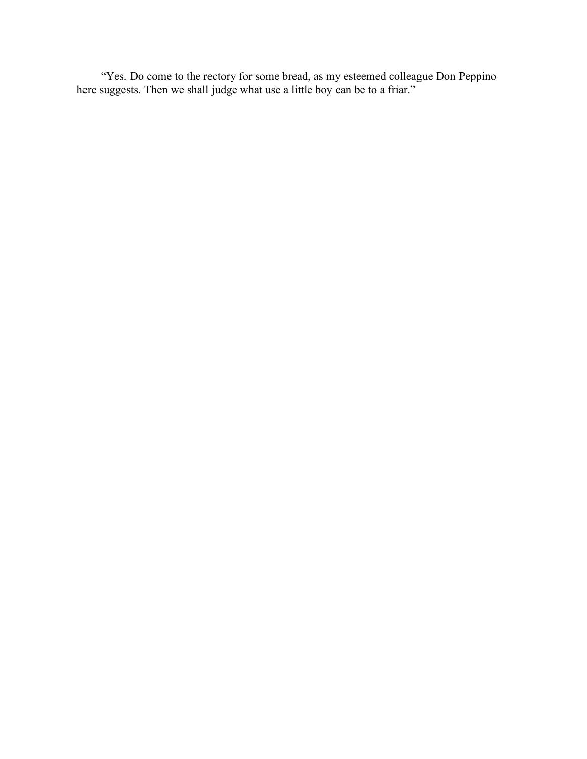"Yes. Do come to the rectory for some bread, as my esteemed colleague Don Peppino here suggests. Then we shall judge what use a little boy can be to a friar."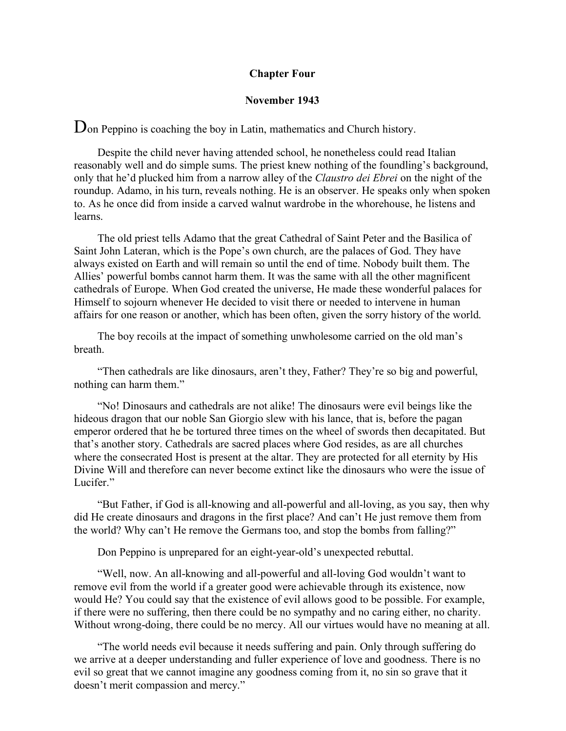**Chapter Four**

**November 1943**

Don Peppino is coaching the boy in Latin, mathematics and Church history.

Despite the child never having attended school, he nonetheless could read Italian reasonably well and do simple sums. The priest knew nothing of the foundling's background, only that he'd plucked him from a narrow alley of the *Claustro dei Ebrei* on the night of the roundup. Adamo, in his turn, reveals nothing. He is an observer. He speaks only when spoken to. As he once did from inside a carved walnut wardrobe in the whorehouse, he listens and learns.

The old priest tells Adamo that the great Cathedral of Saint Peter and the Basilica of Saint John Lateran, which is the Pope's own church, are the palaces of God. They have always existed on Earth and will remain so until the end of time. Nobody built them. The Allies' powerful bombs cannot harm them. It was the same with all the other magnificent cathedrals of Europe. When God created the universe, He made these wonderful palaces for Himself to sojourn whenever He decided to visit there or needed to intervene in human affairs for one reason or another, which has been often, given the sorry history of the world.

The boy recoils at the impact of something unwholesome carried on the old man's breath.

"Then cathedrals are like dinosaurs, aren't they, Father? They're so big and powerful, nothing can harm them."

"No! Dinosaurs and cathedrals are not alike! The dinosaurs were evil beings like the hideous dragon that our noble San Giorgio slew with his lance, that is, before the pagan emperor ordered that he be tortured three times on the wheel of swords then decapitated. But that's another story. Cathedrals are sacred places where God resides, as are all churches where the consecrated Host is present at the altar. They are protected for all eternity by His Divine Will and therefore can never become extinct like the dinosaurs who were the issue of Lucifer."

"But Father, if God is all-knowing and all-powerful and all-loving, as you say, then why did He create dinosaurs and dragons in the first place? And can't He just remove them from the world? Why can't He remove the Germans too, and stop the bombs from falling?"

Don Peppino is unprepared for an eight-year-old's unexpected rebuttal.

"Well, now. An all-knowing and all-powerful and all-loving God wouldn't want to remove evil from the world if a greater good were achievable through its existence, now would He? You could say that the existence of evil allows good to be possible. For example, if there were no suffering, then there could be no sympathy and no caring either, no charity. Without wrong-doing, there could be no mercy. All our virtues would have no meaning at all.

"The world needs evil because it needs suffering and pain. Only through suffering do we arrive at a deeper understanding and fuller experience of love and goodness. There is no evil so great that we cannot imagine any goodness coming from it, no sin so grave that it doesn't merit compassion and mercy."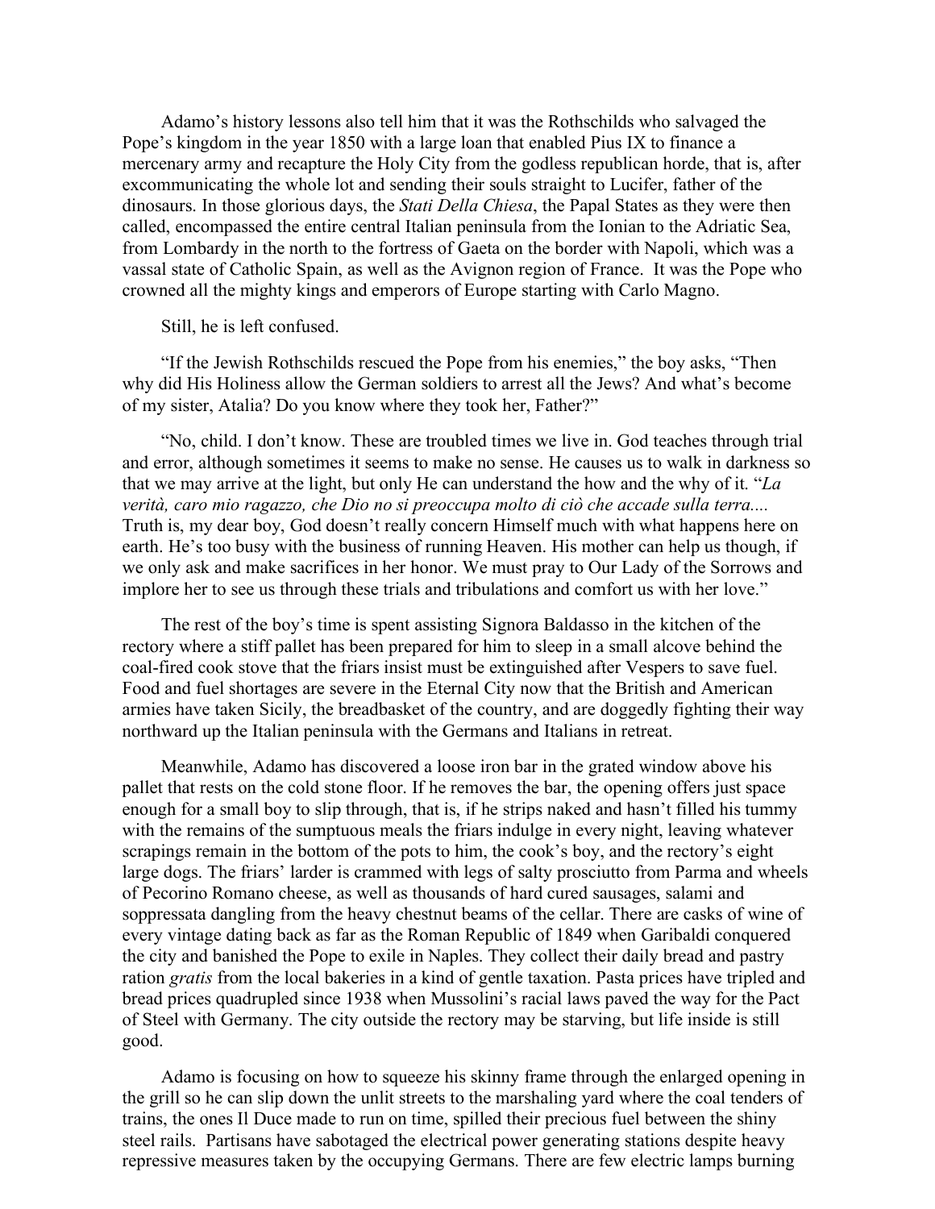Adamo's history lessons also tell him that it was the Rothschilds who salvaged the Pope's kingdom in the year 1850 with a large loan that enabled Pius IX to finance a mercenary army and recapture the Holy City from the godless republican horde, that is, after excommunicating the whole lot and sending their souls straight to Lucifer, father of the dinosaurs. In those glorious days, the *Stati Della Chiesa*, the Papal States as they were then called, encompassed the entire central Italian peninsula from the Ionian to the Adriatic Sea, from Lombardy in the north to the fortress of Gaeta on the border with Napoli, which was a vassal state of Catholic Spain, as well as the Avignon region of France. It was the Pope who crowned all the mighty kings and emperors of Europe starting with Carlo Magno.

Still, he is left confused.

"If the Jewish Rothschilds rescued the Pope from his enemies," the boy asks, "Then why did His Holiness allow the German soldiers to arrest all the Jews? And what's become of my sister, Atalia? Do you know where they took her, Father?"

"No, child. I don't know. These are troubled times we live in. God teaches through trial and error, although sometimes it seems to make no sense. He causes us to walk in darkness so that we may arrive at the light, but only He can understand the how and the why of it. "*La verità, caro mio ragazzo, che Dio no si preoccupa molto di ciò che accade sulla terra....* Truth is, my dear boy, God doesn't really concern Himself much with what happens here on earth. He's too busy with the business of running Heaven. His mother can help us though, if we only ask and make sacrifices in her honor. We must pray to Our Lady of the Sorrows and implore her to see us through these trials and tribulations and comfort us with her love."

The rest of the boy's time is spent assisting Signora Baldasso in the kitchen of the rectory where a stiff pallet has been prepared for him to sleep in a small alcove behind the coal-fired cook stove that the friars insist must be extinguished after Vespers to save fuel. Food and fuel shortages are severe in the Eternal City now that the British and American armies have taken Sicily, the breadbasket of the country, and are doggedly fighting their way northward up the Italian peninsula with the Germans and Italians in retreat.

Meanwhile, Adamo has discovered a loose iron bar in the grated window above his pallet that rests on the cold stone floor. If he removes the bar, the opening offers just space enough for a small boy to slip through, that is, if he strips naked and hasn't filled his tummy with the remains of the sumptuous meals the friars indulge in every night, leaving whatever scrapings remain in the bottom of the pots to him, the cook's boy, and the rectory's eight large dogs. The friars' larder is crammed with legs of salty prosciutto from Parma and wheels of Pecorino Romano cheese, as well as thousands of hard cured sausages, salami and soppressata dangling from the heavy chestnut beams of the cellar. There are casks of wine of every vintage dating back as far as the Roman Republic of 1849 when Garibaldi conquered the city and banished the Pope to exile in Naples. They collect their daily bread and pastry ration *gratis* from the local bakeries in a kind of gentle taxation. Pasta prices have tripled and bread prices quadrupled since 1938 when Mussolini's racial laws paved the way for the Pact of Steel with Germany. The city outside the rectory may be starving, but life inside is still good.

Adamo is focusing on how to squeeze his skinny frame through the enlarged opening in the grill so he can slip down the unlit streets to the marshaling yard where the coal tenders of trains, the ones Il Duce made to run on time, spilled their precious fuel between the shiny steel rails. Partisans have sabotaged the electrical power generating stations despite heavy repressive measures taken by the occupying Germans. There are few electric lamps burning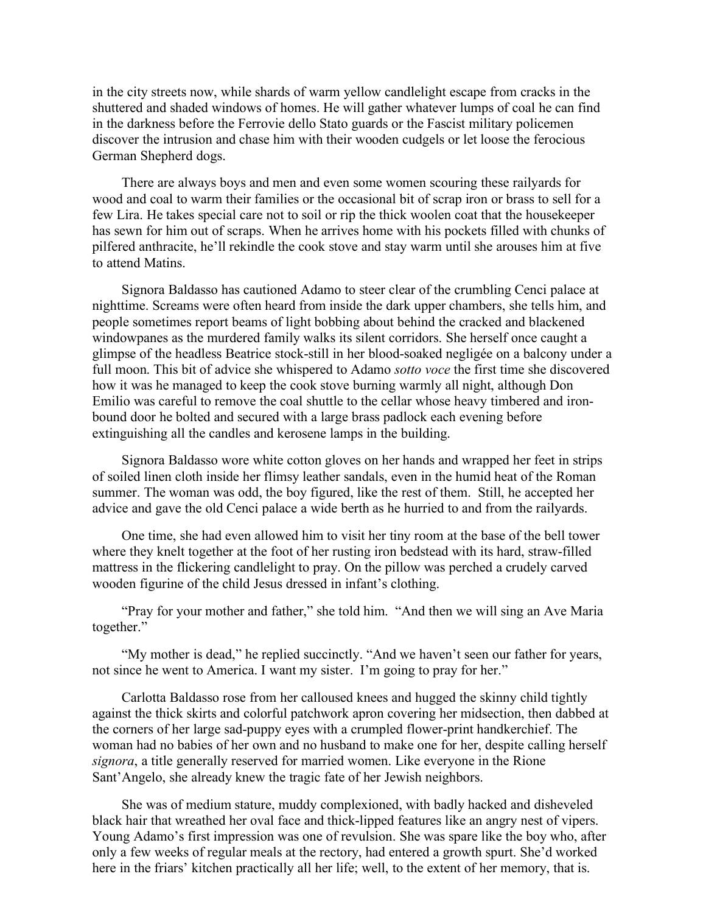in the city streets now, while shards of warm yellow candlelight escape from cracks in the shuttered and shaded windows of homes. He will gather whatever lumps of coal he can find in the darkness before the Ferrovie dello Stato guards or the Fascist military policemen discover the intrusion and chase him with their wooden cudgels or let loose the ferocious German Shepherd dogs.

There are always boys and men and even some women scouring these railyards for wood and coal to warm their families or the occasional bit of scrap iron or brass to sell for a few Lira. He takes special care not to soil or rip the thick woolen coat that the housekeeper has sewn for him out of scraps. When he arrives home with his pockets filled with chunks of pilfered anthracite, he'll rekindle the cook stove and stay warm until she arouses him at five to attend Matins.

Signora Baldasso has cautioned Adamo to steer clear of the crumbling Cenci palace at nighttime. Screams were often heard from inside the dark upper chambers, she tells him, and people sometimes report beams of light bobbing about behind the cracked and blackened windowpanes as the murdered family walks its silent corridors. She herself once caught a glimpse of the headless Beatrice stock-still in her blood-soaked negligée on a balcony under a full moon. This bit of advice she whispered to Adamo *sotto voce* the first time she discovered how it was he managed to keep the cook stove burning warmly all night, although Don Emilio was careful to remove the coal shuttle to the cellar whose heavy timbered and iron-bound door he bolted and secured with a large brass padlock each evening before extinguishing all the candles and kerosene lamps in the building.

Signora Baldasso wore white cotton gloves on her hands and wrapped her feet in strips of soiled linen cloth inside her flimsy leather sandals, even in the humid heat of the Roman summer. The woman was odd, the boy figured, like the rest of them. Still, he accepted her advice and gave the old Cenci palace a wide berth as he hurried to and from the railyards.

One time, she had even allowed him to visit her tiny room at the base of the bell tower where they knelt together at the foot of her rusting iron bedstead with its hard, straw-filled mattress in the flickering candlelight to pray. On the pillow was perched a crudely carved wooden figurine of the child Jesus dressed in infant's clothing.

"Pray for your mother and father," she told him. "And then we will sing an Ave Maria together."

"My mother is dead," he replied succinctly. "And we haven't seen our father for years, not since he went to America. I want my sister. I'm going to pray for her."

Carlotta Baldasso rose from her calloused knees and hugged the skinny child tightly against the thick skirts and colorful patchwork apron covering her midsection, then dabbed at the corners of her large sad-puppy eyes with a crumpled flower-print handkerchief. The woman had no babies of her own and no husband to make one for her, despite calling herself *signora*, a title generally reserved for married women. Like everyone in the Rione Sant'Angelo, she already knew the tragic fate of her Jewish neighbors.

She was of medium stature, muddy complexioned, with badly hacked and disheveled black hair that wreathed her oval face and thick-lipped features like an angry nest of vipers. Young Adamo's first impression was one of revulsion. She was spare like the boy who, after only a few weeks of regular meals at the rectory, had entered a growth spurt. She'd worked here in the friars' kitchen practically all her life; well, to the extent of her memory, that is.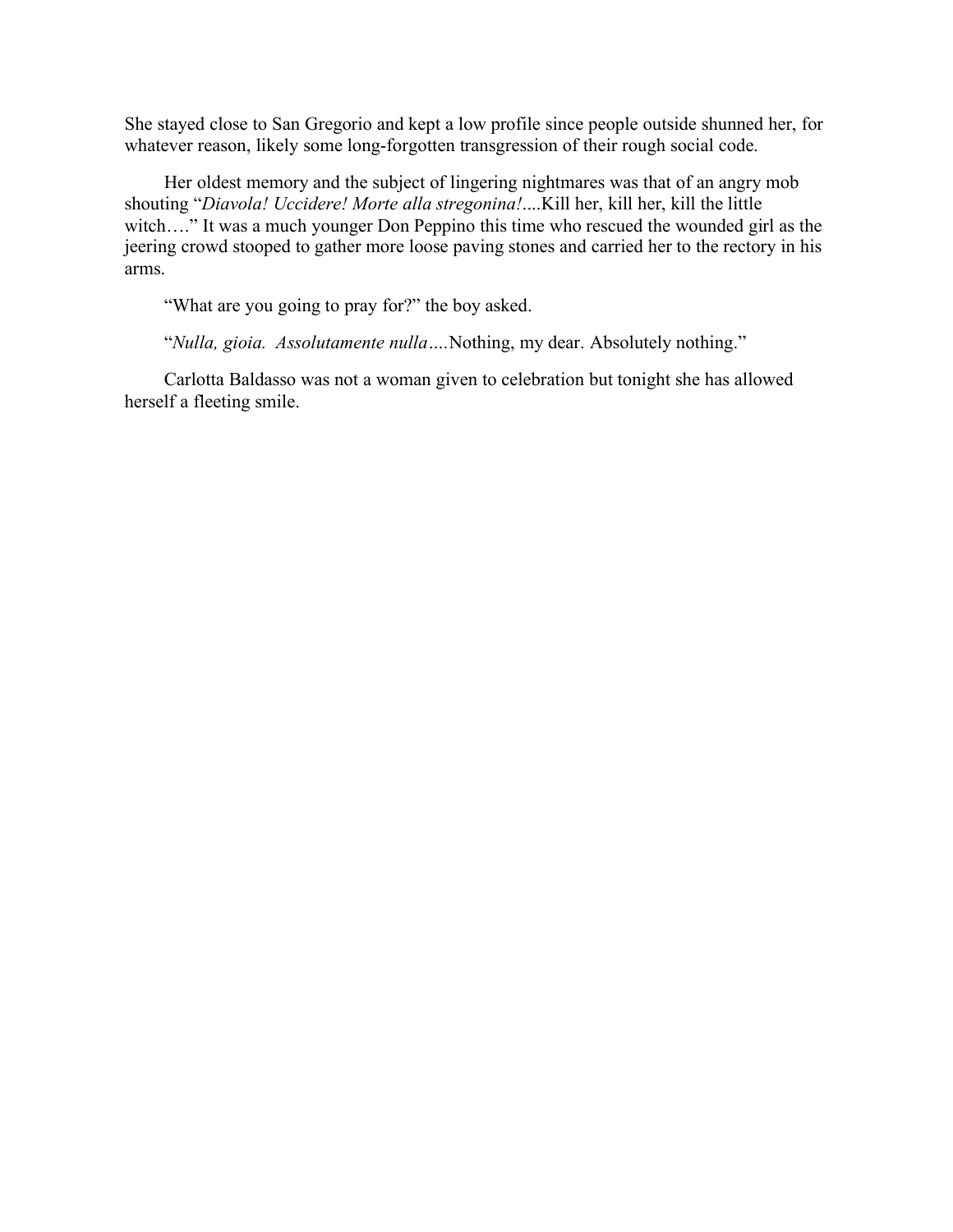She stayed close to San Gregorio and kept a low profile since people outside shunned her, for whatever reason, likely some long-forgotten transgression of their rough social code.

Her oldest memory and the subject of lingering nightmares was that of an angry mob shouting "*Diavola! Uccidere! Morte alla stregonina!*....Kill her, kill her, kill the little witch…." It was a much younger Don Peppino this time who rescued the wounded girl as the jeering crowd stooped to gather more loose paving stones and carried her to the rectory in his arms.

"What are you going to pray for?" the boy asked.

"*Nulla, gioia. Assolutamente nulla….*Nothing, my dear. Absolutely nothing."

Carlotta Baldasso was not a woman given to celebration but tonight she has allowed herself a fleeting smile.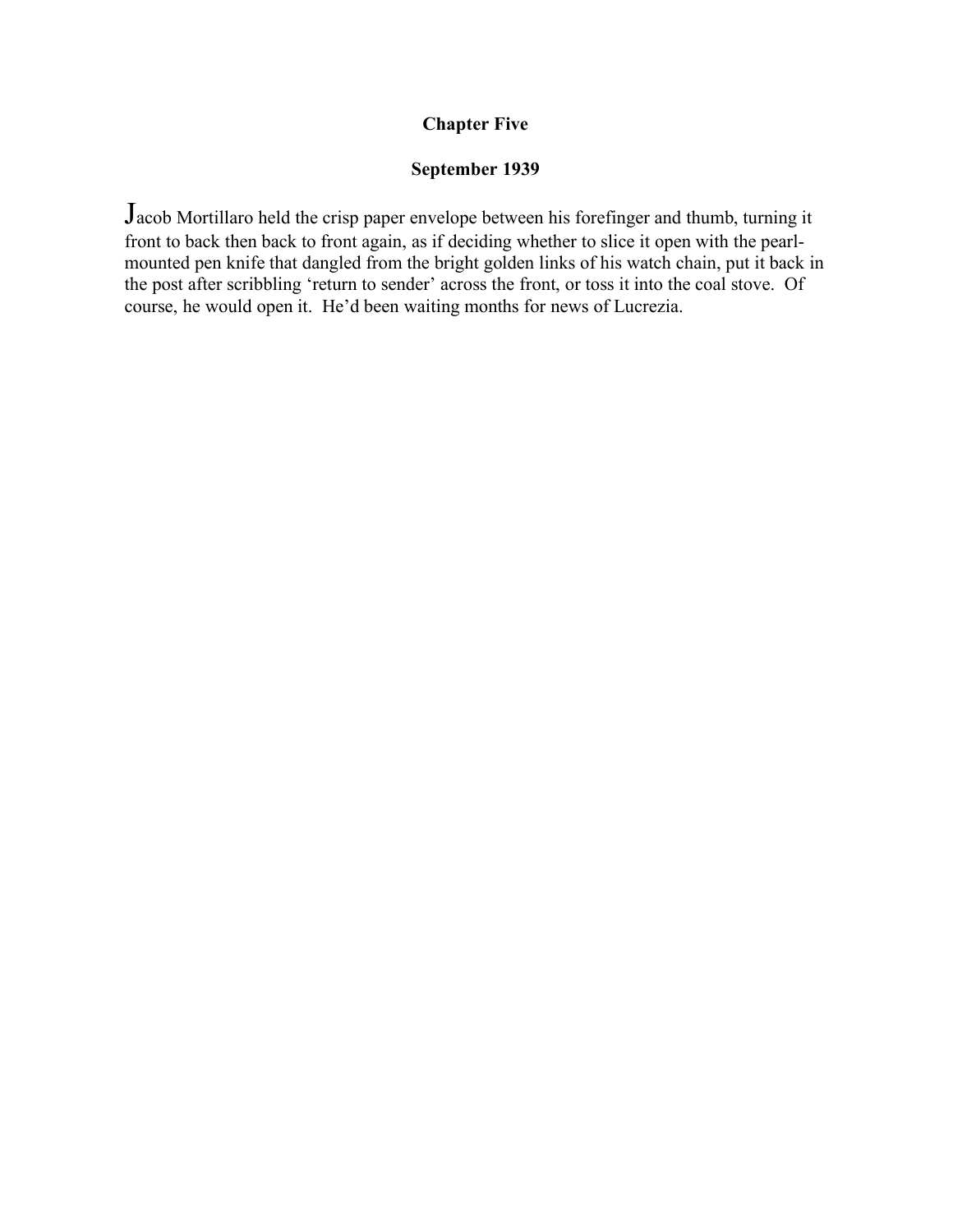## Chapter Five

### September 1939

Jacob Mortillaro held the crisp paper envelope between his forefinger and thumb, turning it front to back then back to front again, as if deciding whether to slice it open with the pearl-mounted pen knife that dangled from the bright golden links of his watch chain, put it back in the post after scribbling 'return to sender' across the front, or toss it into the coal stove. Of course, he would open it. He'd been waiting months for news of Lucrezia.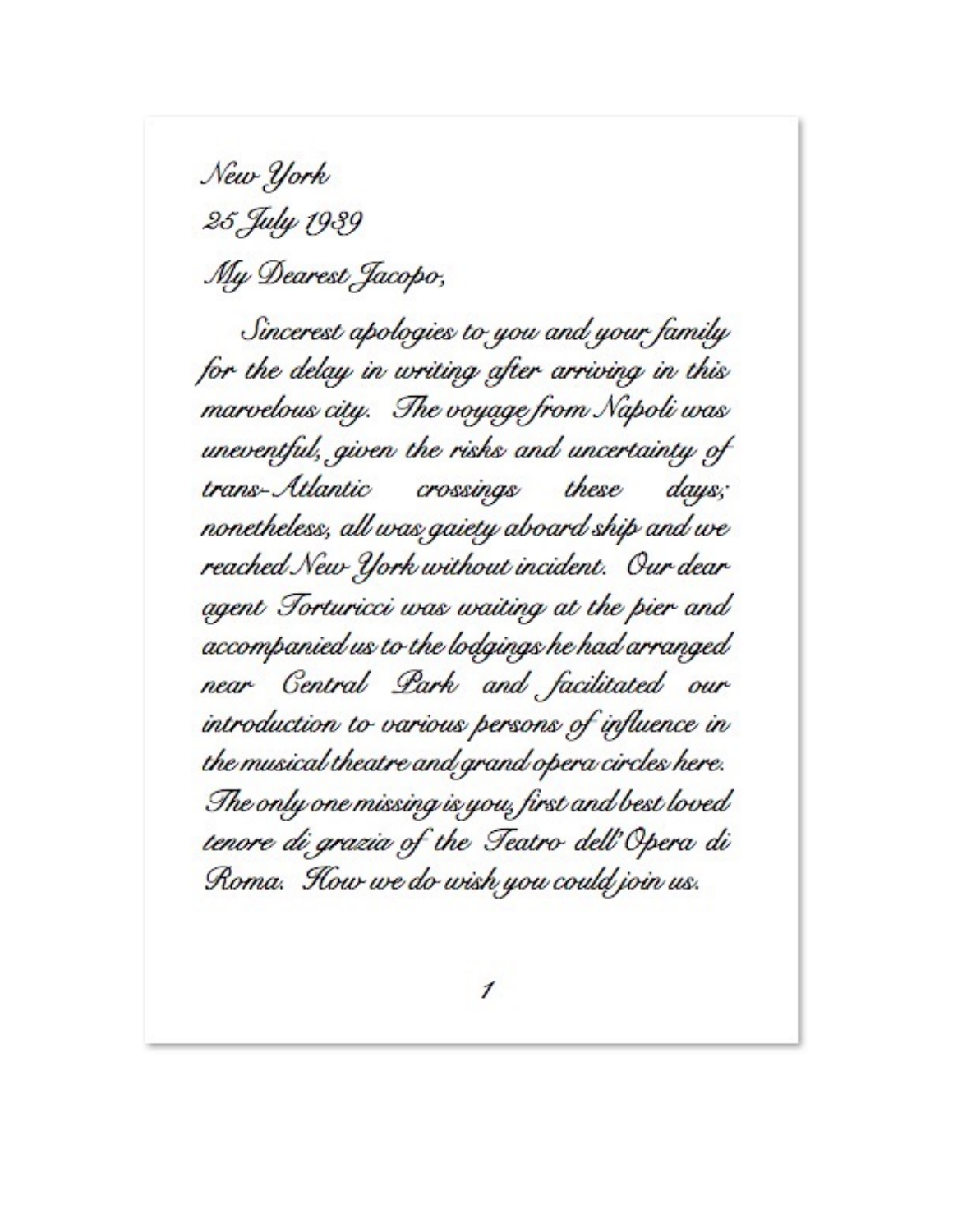New York

25 July 1939

My Dearest Jacopo,

Sincerest apologies to you and your family for the delay in writing after arriving in this marvelous city. The voyage from Napoli was uneventful, given the risks and uncertainty of trans-Atlantic crossings these days; nonetheless, all was gaiety aboard ship and we reached New York without incident. Our dear agent Torturicci was waiting at the pier and accompanied us to the lodgings he had arranged near Central Park and facilitated our introduction to various persons of influence in the musical theatre and grand opera circles here. The only one missing is you, first and best loved tenore di grazia of the Teatro dell'Opera di Roma. How we do wish you could join us.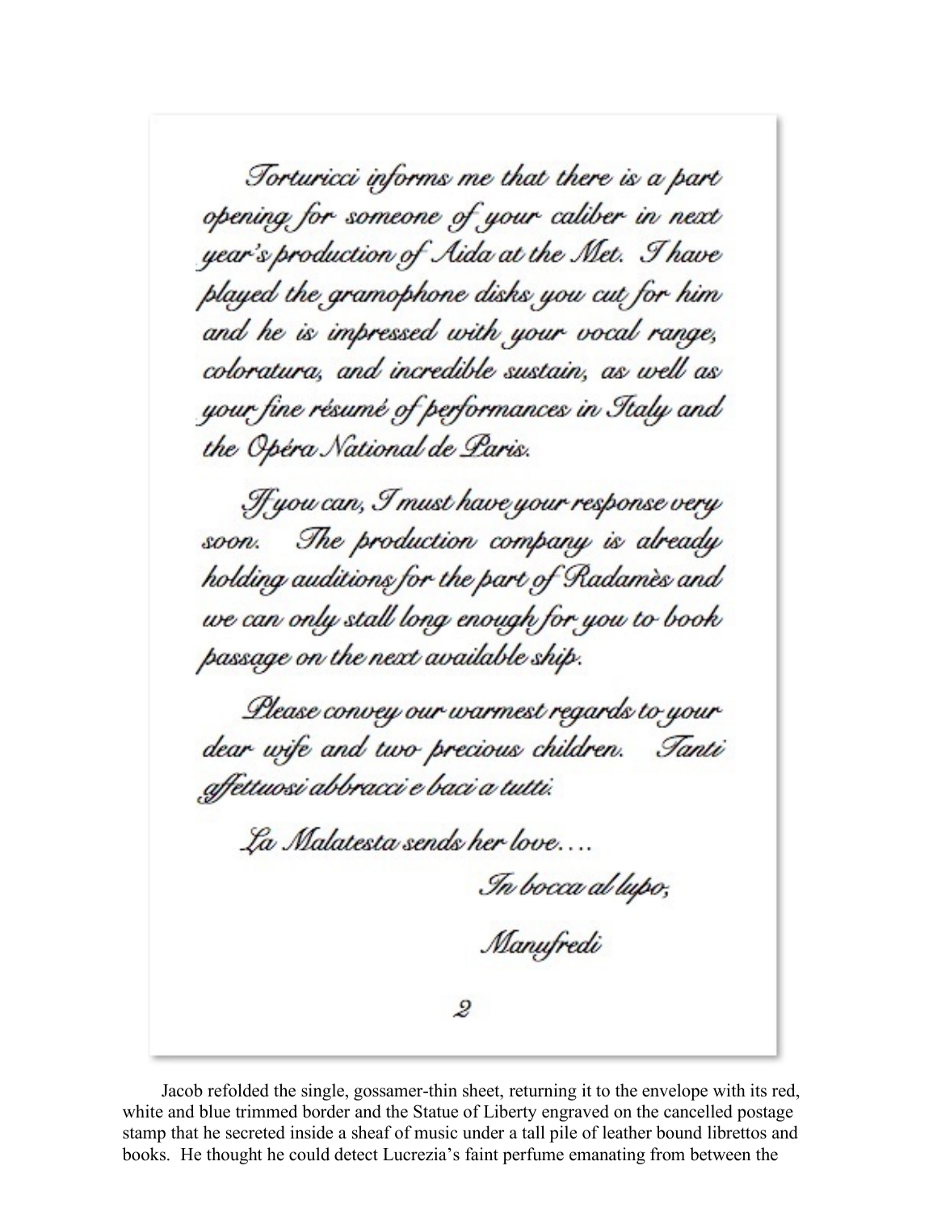*Torturicci informs me that there is a part opening for someone of your caliber in next year's production of Aida at the Met. I have played the gramophone disks you cut for him and he is impressed with your vocal range, coloratura, and incredible sustain, as well as your fine résumé of performances in Italy and the Opéra National de Paris.*

*If you can, I must have your response very soon. The production company is already holding auditions for the part of Radamès and we can only stall long enough for you to book passage on the next available ship.*

*Please convey our warmest regards to your dear wife and two precious children. Tanti affettuosi abbracci e baci a tutti.*

*La Malatesta sends her love….*

*In bocca al lupo,*

*Manufredi*

*2*

Jacob refolded the single, gossamer-thin sheet, returning it to the envelope with its red, white and blue trimmed border and the Statue of Liberty engraved on the cancelled postage stamp that he secreted inside a sheaf of music under a tall pile of leather bound librettos and books. He thought he could detect Lucrezia's faint perfume emanating from between the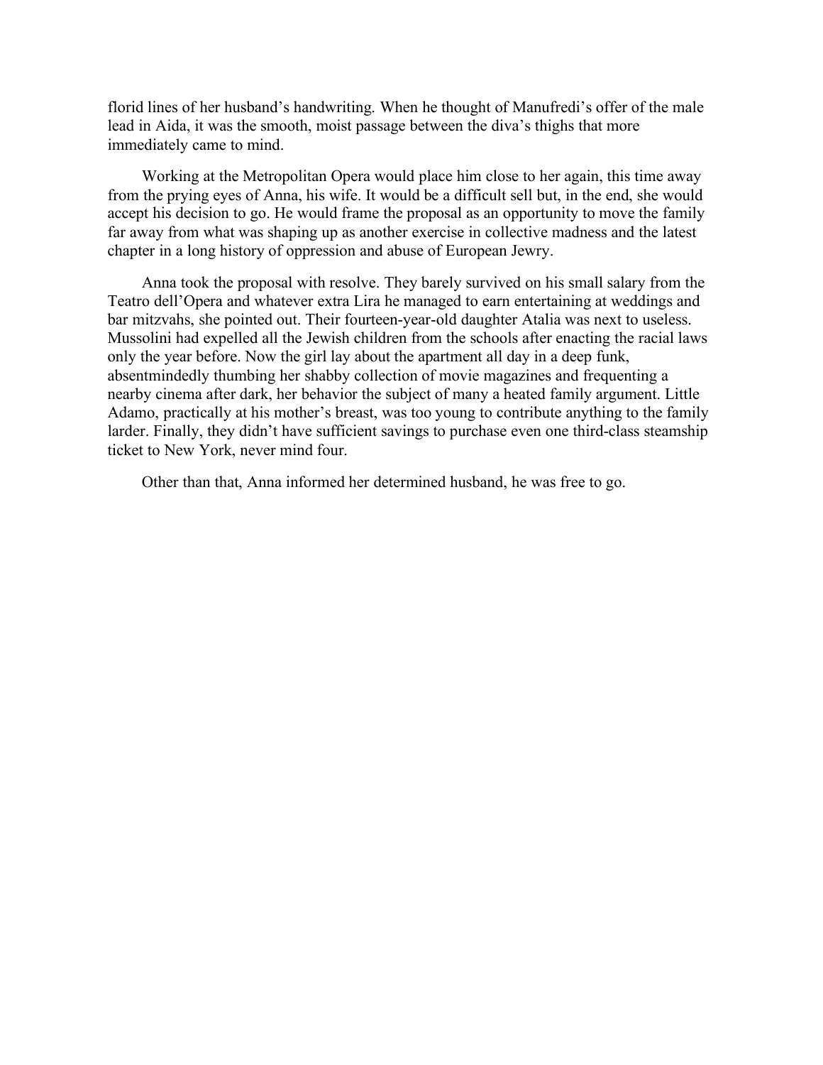florid lines of her husband's handwriting. When he thought of Manufredi's offer of the male lead in Aida, it was the smooth, moist passage between the diva's thighs that more immediately came to mind.

Working at the Metropolitan Opera would place him close to her again, this time away from the prying eyes of Anna, his wife. It would be a difficult sell but, in the end, she would accept his decision to go. He would frame the proposal as an opportunity to move the family far away from what was shaping up as another exercise in collective madness and the latest chapter in a long history of oppression and abuse of European Jewry.

Anna took the proposal with resolve. They barely survived on his small salary from the Teatro dell'Opera and whatever extra Lira he managed to earn entertaining at weddings and bar mitzvahs, she pointed out. Their fourteen-year-old daughter Atalia was next to useless. Mussolini had expelled all the Jewish children from the schools after enacting the racial laws only the year before. Now the girl lay about the apartment all day in a deep funk, absentmindedly thumbing her shabby collection of movie magazines and frequenting a nearby cinema after dark, her behavior the subject of many a heated family argument. Little Adamo, practically at his mother's breast, was too young to contribute anything to the family larder. Finally, they didn't have sufficient savings to purchase even one third-class steamship ticket to New York, never mind four.

Other than that, Anna informed her determined husband, he was free to go.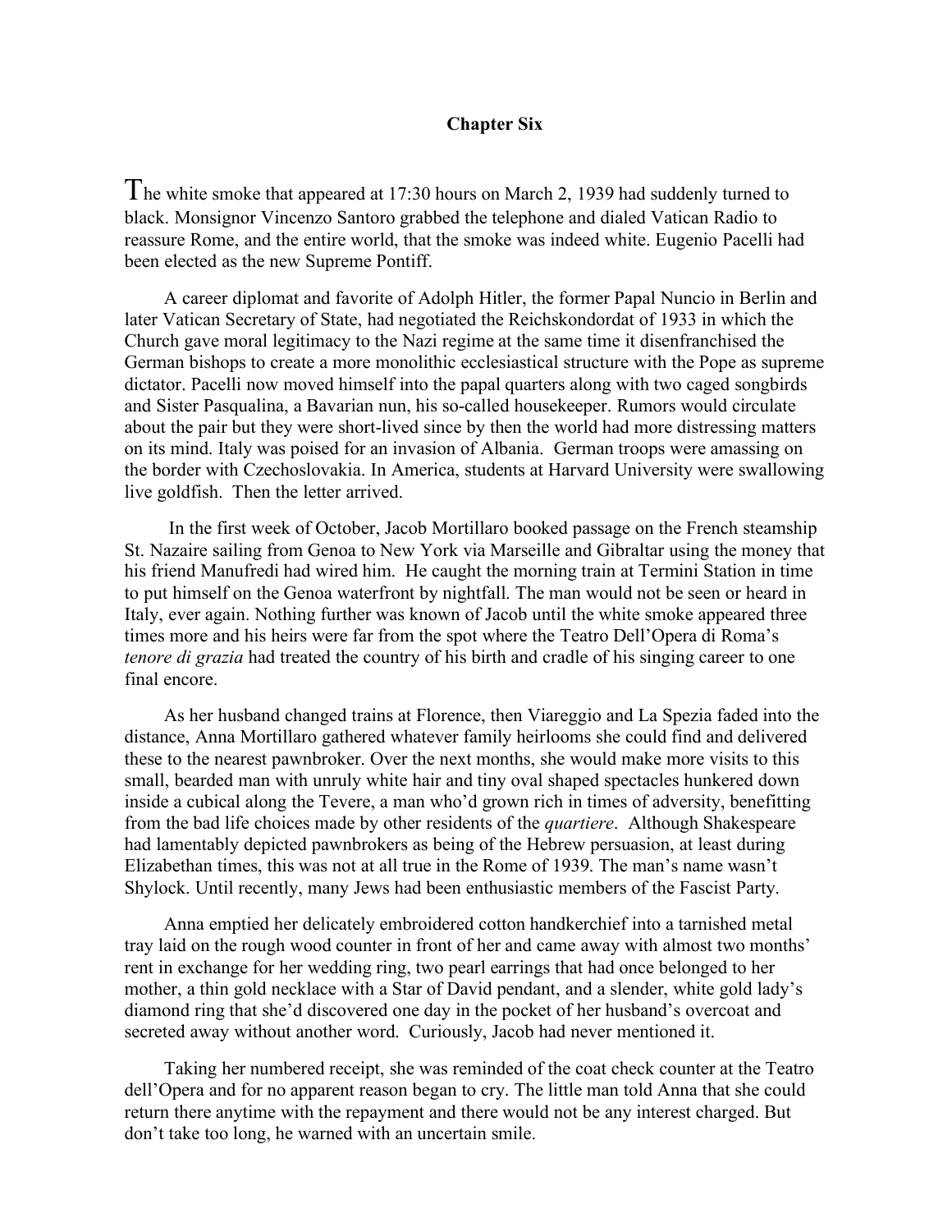## Chapter Six

The white smoke that appeared at 17:30 hours on March 2, 1939 had suddenly turned to black. Monsignor Vincenzo Santoro grabbed the telephone and dialed Vatican Radio to reassure Rome, and the entire world, that the smoke was indeed white. Eugenio Pacelli had been elected as the new Supreme Pontiff.

A career diplomat and favorite of Adolph Hitler, the former Papal Nuncio in Berlin and later Vatican Secretary of State, had negotiated the Reichskondordat of 1933 in which the Church gave moral legitimacy to the Nazi regime at the same time it disenfranchised the German bishops to create a more monolithic ecclesiastical structure with the Pope as supreme dictator. Pacelli now moved himself into the papal quarters along with two caged songbirds and Sister Pasqualina, a Bavarian nun, his so-called housekeeper. Rumors would circulate about the pair but they were short-lived since by then the world had more distressing matters on its mind. Italy was poised for an invasion of Albania. German troops were amassing on the border with Czechoslovakia. In America, students at Harvard University were swallowing live goldfish. Then the letter arrived.

In the first week of October, Jacob Mortillaro booked passage on the French steamship St. Nazaire sailing from Genoa to New York via Marseille and Gibraltar using the money that his friend Manufredi had wired him. He caught the morning train at Termini Station in time to put himself on the Genoa waterfront by nightfall. The man would not be seen or heard in Italy, ever again. Nothing further was known of Jacob until the white smoke appeared three times more and his heirs were far from the spot where the Teatro Dell'Opera di Roma's *tenore di grazia* had treated the country of his birth and cradle of his singing career to one final encore.

As her husband changed trains at Florence, then Viareggio and La Spezia faded into the distance, Anna Mortillaro gathered whatever family heirlooms she could find and delivered these to the nearest pawnbroker. Over the next months, she would make more visits to this small, bearded man with unruly white hair and tiny oval shaped spectacles hunkered down inside a cubical along the Tevere, a man who'd grown rich in times of adversity, benefitting from the bad life choices made by other residents of the *quartiere*. Although Shakespeare had lamentably depicted pawnbrokers as being of the Hebrew persuasion, at least during Elizabethan times, this was not at all true in the Rome of 1939. The man's name wasn't Shylock. Until recently, many Jews had been enthusiastic members of the Fascist Party.

Anna emptied her delicately embroidered cotton handkerchief into a tarnished metal tray laid on the rough wood counter in front of her and came away with almost two months' rent in exchange for her wedding ring, two pearl earrings that had once belonged to her mother, a thin gold necklace with a Star of David pendant, and a slender, white gold lady's diamond ring that she'd discovered one day in the pocket of her husband's overcoat and secreted away without another word. Curiously, Jacob had never mentioned it.

Taking her numbered receipt, she was reminded of the coat check counter at the Teatro dell'Opera and for no apparent reason began to cry. The little man told Anna that she could return there anytime with the repayment and there would not be any interest charged. But don't take too long, he warned with an uncertain smile.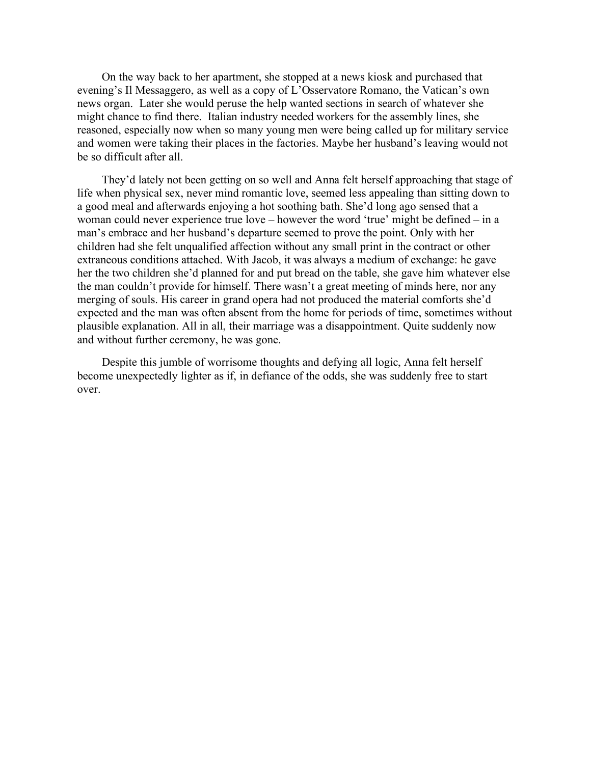On the way back to her apartment, she stopped at a news kiosk and purchased that evening's Il Messaggero, as well as a copy of L'Osservatore Romano, the Vatican's own news organ. Later she would peruse the help wanted sections in search of whatever she might chance to find there. Italian industry needed workers for the assembly lines, she reasoned, especially now when so many young men were being called up for military service and women were taking their places in the factories. Maybe her husband's leaving would not be so difficult after all.

They'd lately not been getting on so well and Anna felt herself approaching that stage of life when physical sex, never mind romantic love, seemed less appealing than sitting down to a good meal and afterwards enjoying a hot soothing bath. She'd long ago sensed that a woman could never experience true love – however the word 'true' might be defined – in a man's embrace and her husband's departure seemed to prove the point. Only with her children had she felt unqualified affection without any small print in the contract or other extraneous conditions attached. With Jacob, it was always a medium of exchange: he gave her the two children she'd planned for and put bread on the table, she gave him whatever else the man couldn't provide for himself. There wasn't a great meeting of minds here, nor any merging of souls. His career in grand opera had not produced the material comforts she'd expected and the man was often absent from the home for periods of time, sometimes without plausible explanation. All in all, their marriage was a disappointment. Quite suddenly now and without further ceremony, he was gone.

Despite this jumble of worrisome thoughts and defying all logic, Anna felt herself become unexpectedly lighter as if, in defiance of the odds, she was suddenly free to start over.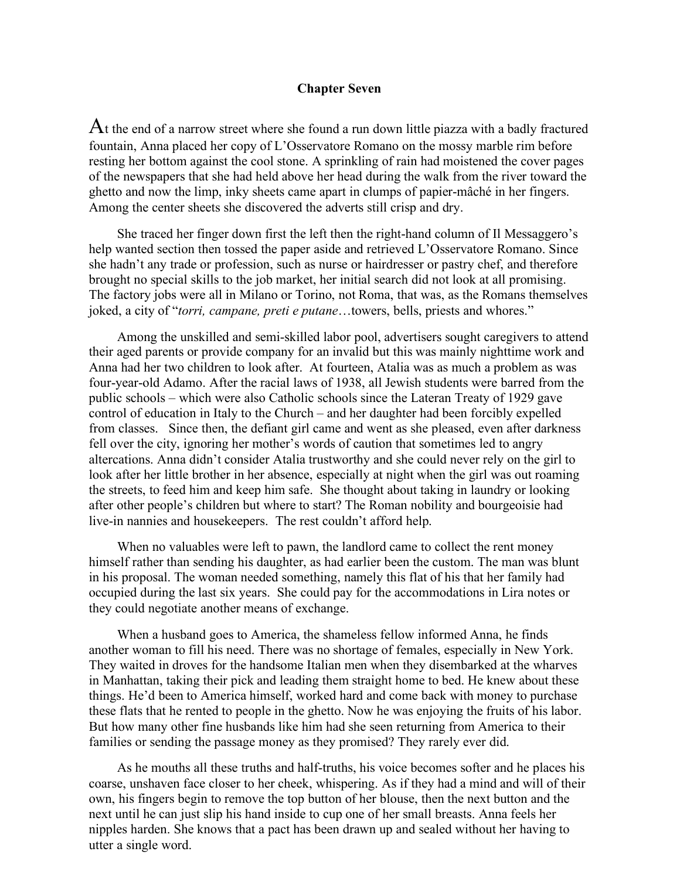# Chapter Seven

At the end of a narrow street where she found a run down little piazza with a badly fractured fountain, Anna placed her copy of L'Osservatore Romano on the mossy marble rim before resting her bottom against the cool stone. A sprinkling of rain had moistened the cover pages of the newspapers that she had held above her head during the walk from the river toward the ghetto and now the limp, inky sheets came apart in clumps of papier-mâché in her fingers. Among the center sheets she discovered the adverts still crisp and dry.

She traced her finger down first the left then the right-hand column of Il Messaggero's help wanted section then tossed the paper aside and retrieved L'Osservatore Romano. Since she hadn't any trade or profession, such as nurse or hairdresser or pastry chef, and therefore brought no special skills to the job market, her initial search did not look at all promising. The factory jobs were all in Milano or Torino, not Roma, that was, as the Romans themselves joked, a city of "*torri, campane, preti e putane*…towers, bells, priests and whores."

Among the unskilled and semi-skilled labor pool, advertisers sought caregivers to attend their aged parents or provide company for an invalid but this was mainly nighttime work and Anna had her two children to look after. At fourteen, Atalia was as much a problem as was four-year-old Adamo. After the racial laws of 1938, all Jewish students were barred from the public schools – which were also Catholic schools since the Lateran Treaty of 1929 gave control of education in Italy to the Church – and her daughter had been forcibly expelled from classes. Since then, the defiant girl came and went as she pleased, even after darkness fell over the city, ignoring her mother's words of caution that sometimes led to angry altercations. Anna didn't consider Atalia trustworthy and she could never rely on the girl to look after her little brother in her absence, especially at night when the girl was out roaming the streets, to feed him and keep him safe. She thought about taking in laundry or looking after other people's children but where to start? The Roman nobility and bourgeoisie had live-in nannies and housekeepers. The rest couldn't afford help.

When no valuables were left to pawn, the landlord came to collect the rent money himself rather than sending his daughter, as had earlier been the custom. The man was blunt in his proposal. The woman needed something, namely this flat of his that her family had occupied during the last six years. She could pay for the accommodations in Lira notes or they could negotiate another means of exchange.

When a husband goes to America, the shameless fellow informed Anna, he finds another woman to fill his need. There was no shortage of females, especially in New York. They waited in droves for the handsome Italian men when they disembarked at the wharves in Manhattan, taking their pick and leading them straight home to bed. He knew about these things. He'd been to America himself, worked hard and come back with money to purchase these flats that he rented to people in the ghetto. Now he was enjoying the fruits of his labor. But how many other fine husbands like him had she seen returning from America to their families or sending the passage money as they promised? They rarely ever did.

As he mouths all these truths and half-truths, his voice becomes softer and he places his coarse, unshaven face closer to her cheek, whispering. As if they had a mind and will of their own, his fingers begin to remove the top button of her blouse, then the next button and the next until he can just slip his hand inside to cup one of her small breasts. Anna feels her nipples harden. She knows that a pact has been drawn up and sealed without her having to utter a single word.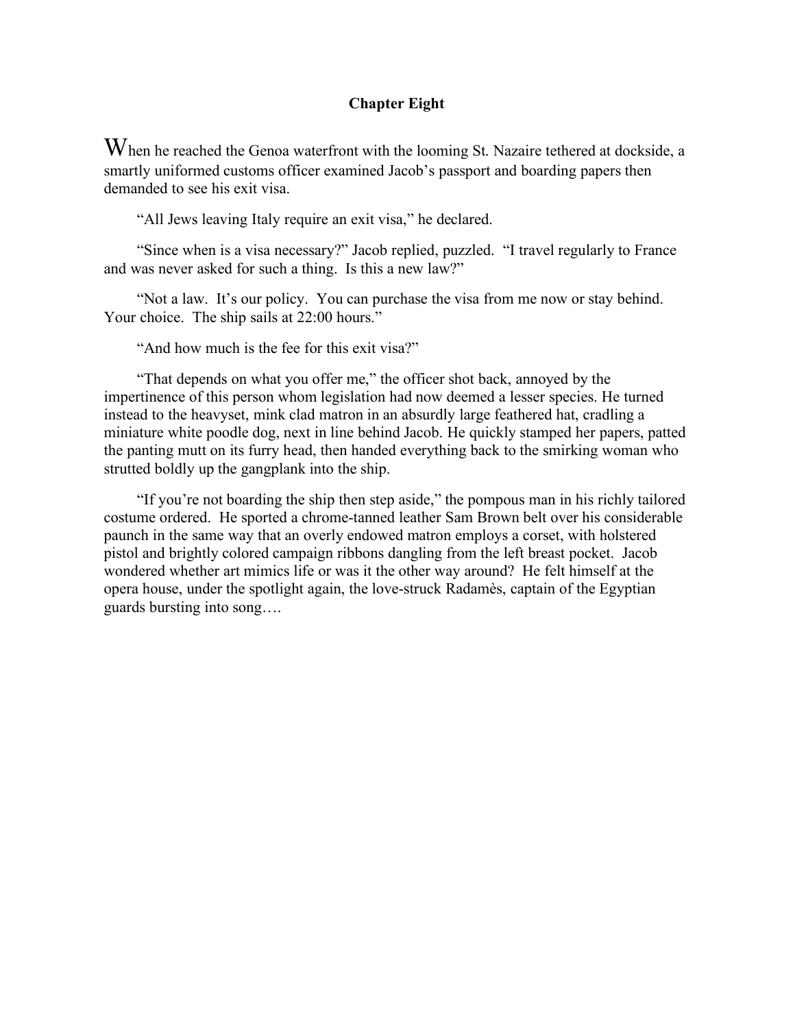## Chapter Eight

When he reached the Genoa waterfront with the looming St. Nazaire tethered at dockside, a smartly uniformed customs officer examined Jacob's passport and boarding papers then demanded to see his exit visa.

"All Jews leaving Italy require an exit visa," he declared.

"Since when is a visa necessary?" Jacob replied, puzzled. "I travel regularly to France and was never asked for such a thing. Is this a new law?"

"Not a law. It's our policy. You can purchase the visa from me now or stay behind. Your choice. The ship sails at 22:00 hours."

"And how much is the fee for this exit visa?"

"That depends on what you offer me," the officer shot back, annoyed by the impertinence of this person whom legislation had now deemed a lesser species. He turned instead to the heavyset, mink clad matron in an absurdly large feathered hat, cradling a miniature white poodle dog, next in line behind Jacob. He quickly stamped her papers, patted the panting mutt on its furry head, then handed everything back to the smirking woman who strutted boldly up the gangplank into the ship.

"If you're not boarding the ship then step aside," the pompous man in his richly tailored costume ordered. He sported a chrome-tanned leather Sam Brown belt over his considerable paunch in the same way that an overly endowed matron employs a corset, with holstered pistol and brightly colored campaign ribbons dangling from the left breast pocket. Jacob wondered whether art mimics life or was it the other way around? He felt himself at the opera house, under the spotlight again, the love-struck Radamès, captain of the Egyptian guards bursting into song….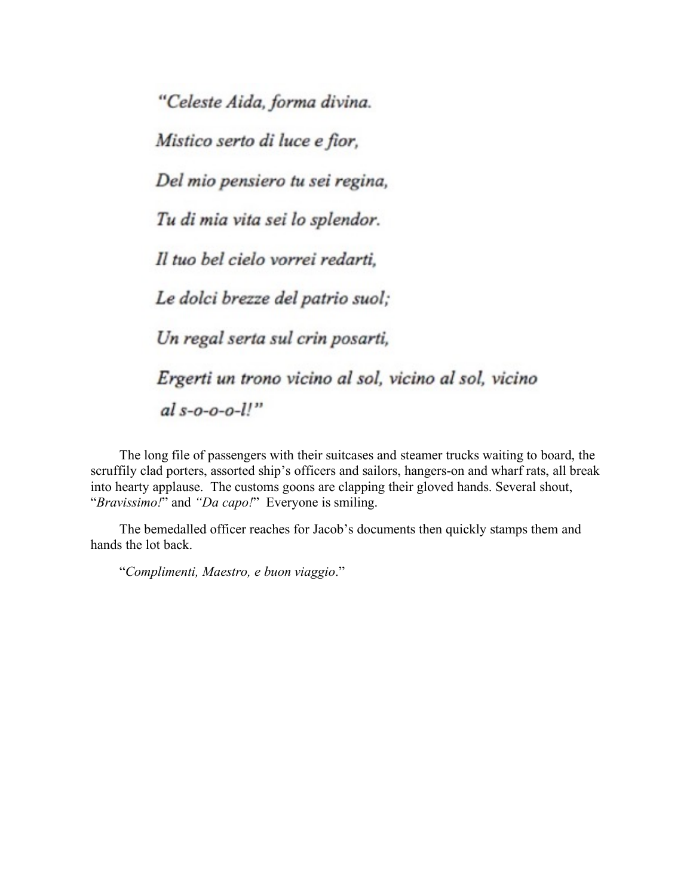*"Celeste Aida, forma divina.*

*Mistico serto di luce e fior,*

*Del mio pensiero tu sei regina,*

*Tu di mia vita sei lo splendor.*

*Il tuo bel cielo vorrei redarti,*

*Le dolci brezze del patrio suol;*

*Un regal serta sul crin posarti,*

*Ergerti un trono vicino al sol, vicino al sol, vicino al s-o-o-o-l!"*

The long file of passengers with their suitcases and steamer trucks waiting to board, the scruffily clad porters, assorted ship's officers and sailors, hangers-on and wharf rats, all break into hearty applause. The customs goons are clapping their gloved hands. Several shout, "*Bravissimo!*" and *"Da capo!*" Everyone is smiling.

The bemedalled officer reaches for Jacob's documents then quickly stamps them and hands the lot back.

"*Complimenti, Maestro, e buon viaggio*."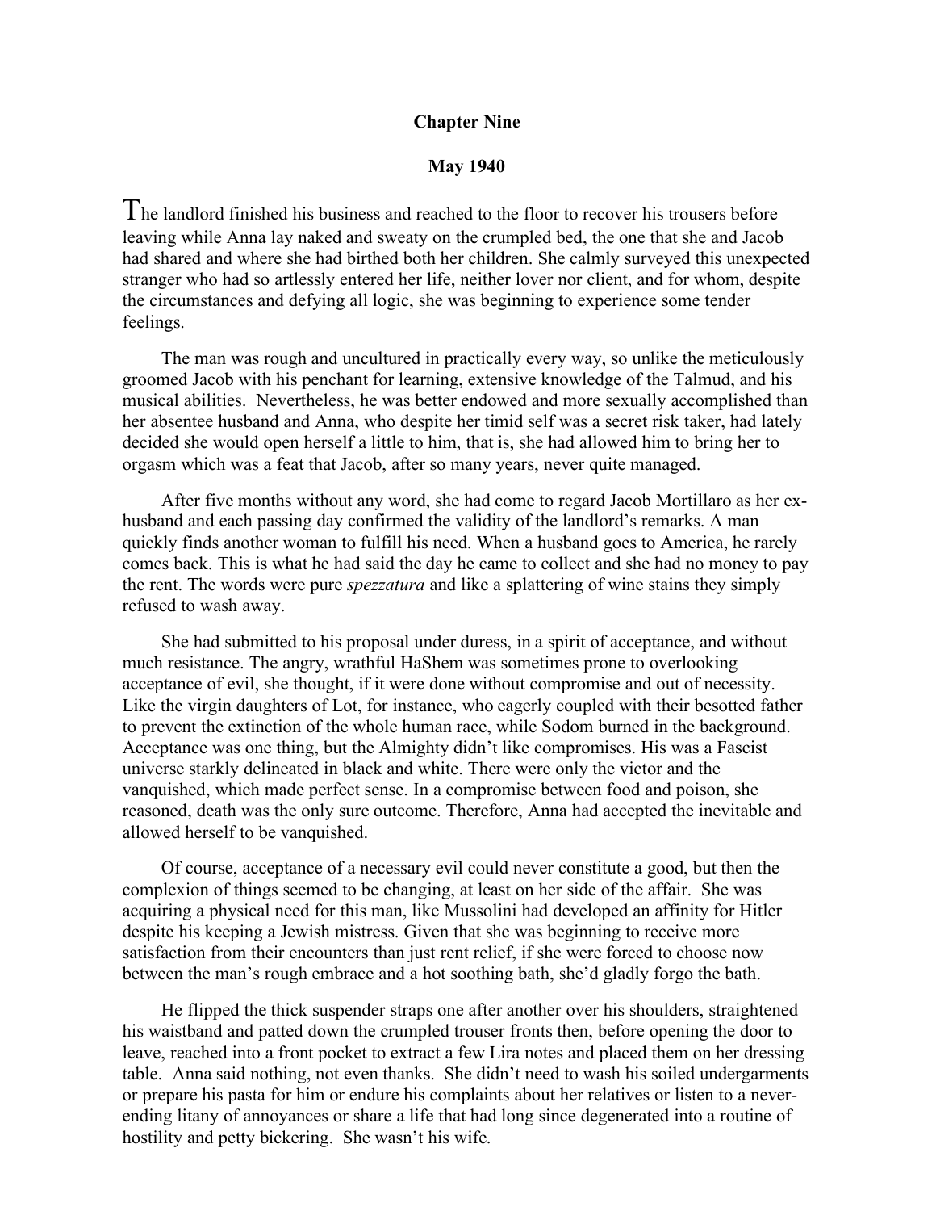**Chapter Nine**

**May 1940**

The landlord finished his business and reached to the floor to recover his trousers before leaving while Anna lay naked and sweaty on the crumpled bed, the one that she and Jacob had shared and where she had birthed both her children. She calmly surveyed this unexpected stranger who had so artlessly entered her life, neither lover nor client, and for whom, despite the circumstances and defying all logic, she was beginning to experience some tender feelings.

The man was rough and uncultured in practically every way, so unlike the meticulously groomed Jacob with his penchant for learning, extensive knowledge of the Talmud, and his musical abilities. Nevertheless, he was better endowed and more sexually accomplished than her absentee husband and Anna, who despite her timid self was a secret risk taker, had lately decided she would open herself a little to him, that is, she had allowed him to bring her to orgasm which was a feat that Jacob, after so many years, never quite managed.

After five months without any word, she had come to regard Jacob Mortillaro as her ex-husband and each passing day confirmed the validity of the landlord's remarks. A man quickly finds another woman to fulfill his need. When a husband goes to America, he rarely comes back. This is what he had said the day he came to collect and she had no money to pay the rent. The words were pure *spezzatura* and like a splattering of wine stains they simply refused to wash away.

She had submitted to his proposal under duress, in a spirit of acceptance, and without much resistance. The angry, wrathful HaShem was sometimes prone to overlooking acceptance of evil, she thought, if it were done without compromise and out of necessity. Like the virgin daughters of Lot, for instance, who eagerly coupled with their besotted father to prevent the extinction of the whole human race, while Sodom burned in the background. Acceptance was one thing, but the Almighty didn't like compromises. His was a Fascist universe starkly delineated in black and white. There were only the victor and the vanquished, which made perfect sense. In a compromise between food and poison, she reasoned, death was the only sure outcome. Therefore, Anna had accepted the inevitable and allowed herself to be vanquished.

Of course, acceptance of a necessary evil could never constitute a good, but then the complexion of things seemed to be changing, at least on her side of the affair. She was acquiring a physical need for this man, like Mussolini had developed an affinity for Hitler despite his keeping a Jewish mistress. Given that she was beginning to receive more satisfaction from their encounters than just rent relief, if she were forced to choose now between the man's rough embrace and a hot soothing bath, she'd gladly forgo the bath.

He flipped the thick suspender straps one after another over his shoulders, straightened his waistband and patted down the crumpled trouser fronts then, before opening the door to leave, reached into a front pocket to extract a few Lira notes and placed them on her dressing table. Anna said nothing, not even thanks. She didn't need to wash his soiled undergarments or prepare his pasta for him or endure his complaints about her relatives or listen to a never-ending litany of annoyances or share a life that had long since degenerated into a routine of hostility and petty bickering. She wasn't his wife.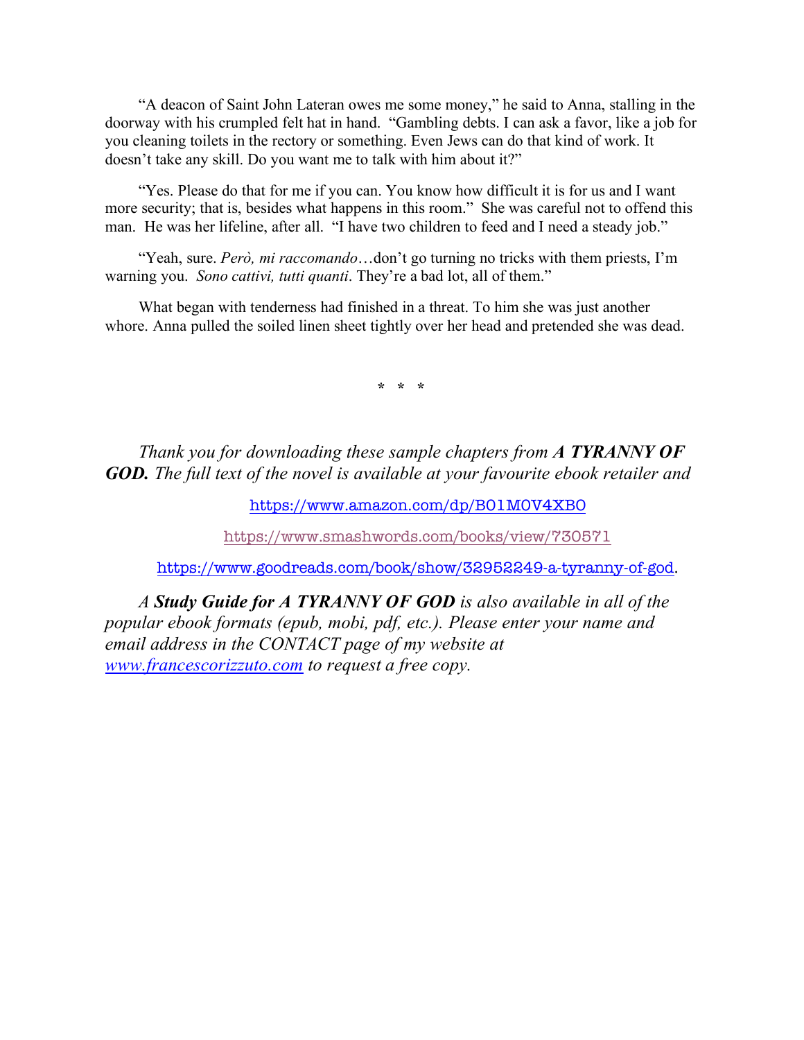"A deacon of Saint John Lateran owes me some money," he said to Anna, stalling in the doorway with his crumpled felt hat in hand. "Gambling debts. I can ask a favor, like a job for you cleaning toilets in the rectory or something. Even Jews can do that kind of work. It doesn't take any skill. Do you want me to talk with him about it?"

"Yes. Please do that for me if you can. You know how difficult it is for us and I want more security; that is, besides what happens in this room." She was careful not to offend this man. He was her lifeline, after all. "I have two children to feed and I need a steady job."

"Yeah, sure. *Però, mi raccomando*…don't go turning no tricks with them priests, I'm warning you. *Sono cattivi, tutti quanti*. They're a bad lot, all of them."

What began with tenderness had finished in a threat. To him she was just another whore. Anna pulled the soiled linen sheet tightly over her head and pretended she was dead.

\* \* \*

*Thank you for downloading these sample chapters from* ***A TYRANNY OF GOD.*** *The full text of the novel is available at your favourite ebook retailer and*

https://www.amazon.com/dp/B01M0V4XB0

https://www.smashwords.com/books/view/730571

https://www.goodreads.com/book/show/32952249-a-tyranny-of-god.

*A* ***Study Guide for A TYRANNY OF GOD*** *is also available in all of the popular ebook formats (epub, mobi, pdf, etc.). Please enter your name and email address in the CONTACT page of my website at* *www.francescorizzuto.com* *to request a free copy.*